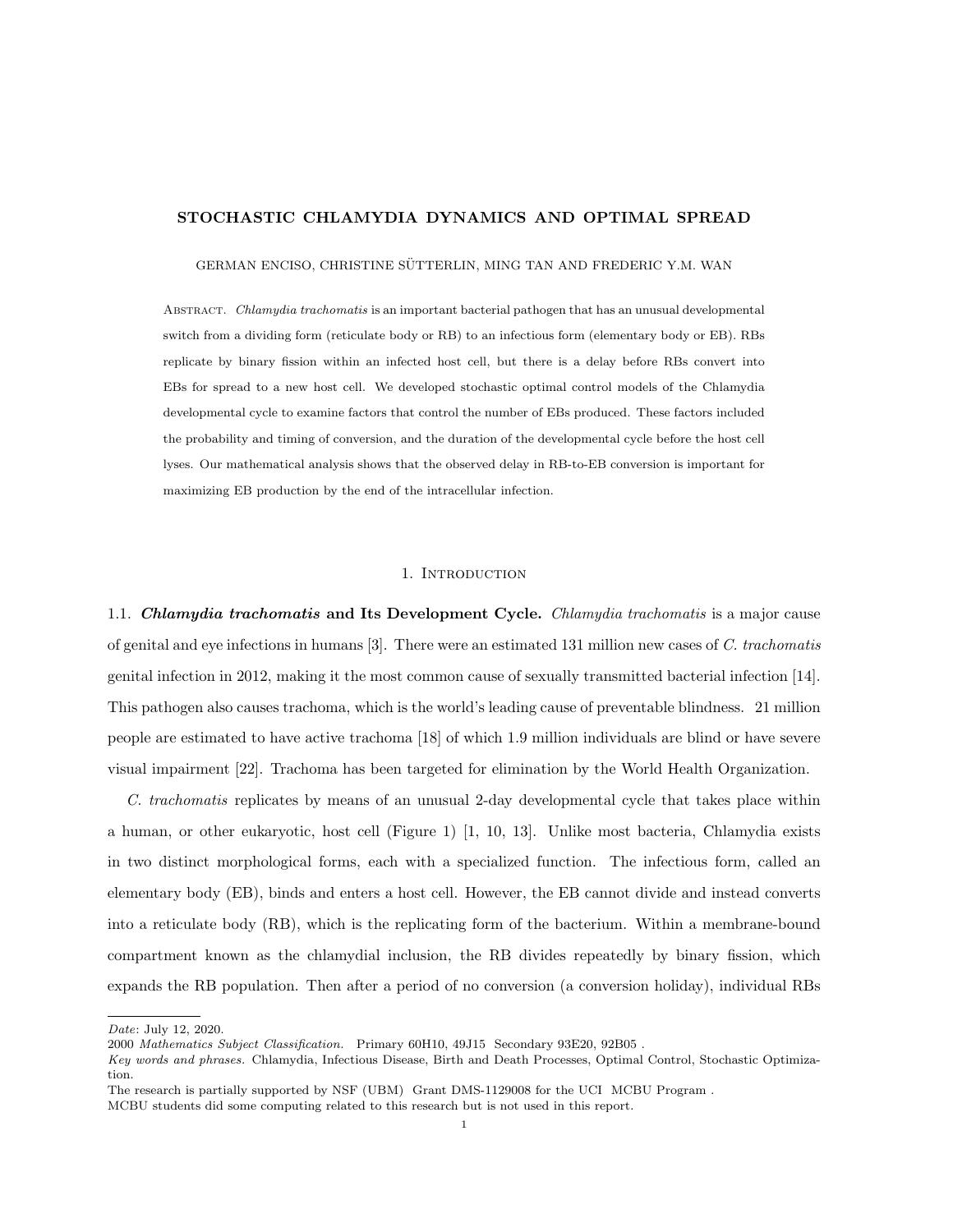# STOCHASTIC CHLAMYDIA DYNAMICS AND OPTIMAL SPREAD

GERMAN ENCISO, CHRISTINE SÜTTERLIN, MING TAN AND FREDERIC Y.M. WAN

Abstract. *Chlamydia trachomatis* is an important bacterial pathogen that has an unusual developmental switch from a dividing form (reticulate body or RB) to an infectious form (elementary body or EB). RBs replicate by binary fission within an infected host cell, but there is a delay before RBs convert into EBs for spread to a new host cell. We developed stochastic optimal control models of the Chlamydia developmental cycle to examine factors that control the number of EBs produced. These factors included the probability and timing of conversion, and the duration of the developmental cycle before the host cell lyses. Our mathematical analysis shows that the observed delay in RB-to-EB conversion is important for maximizing EB production by the end of the intracellular infection.

## 1. Introduction

### 1.1. *Chlamydia trachomatis* and Its Development Cycle.

*Chlamydia trachomatis* is a major cause of genital and eye infections in humans [3]. There were an estimated 131 million new cases of *C. trachomatis* genital infection in 2012, making it the most common cause of sexually transmitted bacterial infection [14]. This pathogen also causes trachoma, which is the world's leading cause of preventable blindness. 21 million people are estimated to have active trachoma [18] of which 1.9 million individuals are blind or have severe visual impairment [22]. Trachoma has been targeted for elimination by the World Health Organization.

*C. trachomatis* replicates by means of an unusual 2-day developmental cycle that takes place within a human, or other eukaryotic, host cell (Figure 1) [1, 10, 13]. Unlike most bacteria, Chlamydia exists in two distinct morphological forms, each with a specialized function. The infectious form, called an elementary body (EB), binds and enters a host cell. However, the EB cannot divide and instead converts into a reticulate body (RB), which is the replicating form of the bacterium. Within a membrane-bound compartment known as the chlamydial inclusion, the RB divides repeatedly by binary fission, which expands the RB population. Then after a period of no conversion (a conversion holiday), individual RBs

---

*Date*: July 12, 2020.

2000 *Mathematics Subject Classification.* Primary 60H10, 49J15 Secondary 93E20, 92B05 .

*Key words and phrases.* Chlamydia, Infectious Disease, Birth and Death Processes, Optimal Control, Stochastic Optimization.

The research is partially supported by NSF (UBM) Grant DMS-1129008 for the UCI MCBU Program .

MCBU students did some computing related to this research but is not used in this report.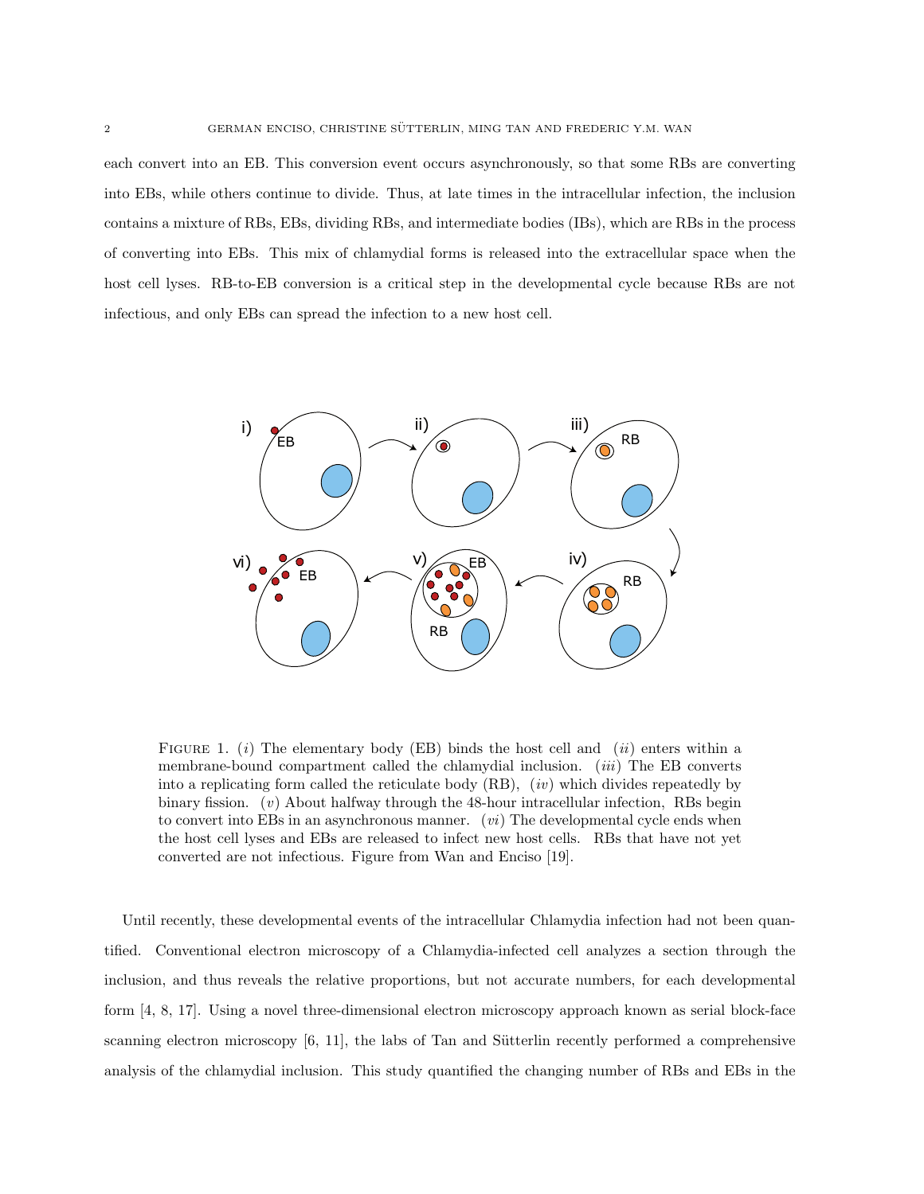each convert into an EB. This conversion event occurs asynchronously, so that some RBs are converting into EBs, while others continue to divide. Thus, at late times in the intracellular infection, the inclusion contains a mixture of RBs, EBs, dividing RBs, and intermediate bodies (IBs), which are RBs in the process of converting into EBs. This mix of chlamydial forms is released into the extracellular space when the host cell lyses. RB-to-EB conversion is a critical step in the developmental cycle because RBs are not infectious, and only EBs can spread the infection to a new host cell.

FIGURE 1. (*i*) The elementary body (EB) binds the host cell and (*ii*) enters within a membrane-bound compartment called the chlamydial inclusion. (*iii*) The EB converts into a replicating form called the reticulate body (RB), (*iv*) which divides repeatedly by binary fission. (*v*) About halfway through the 48-hour intracellular infection, RBs begin to convert into EBs in an asynchronous manner. (*vi*) The developmental cycle ends when the host cell lyses and EBs are released to infect new host cells. RBs that have not yet converted are not infectious. Figure from Wan and Enciso [19].

Until recently, these developmental events of the intracellular Chlamydia infection had not been quantified. Conventional electron microscopy of a Chlamydia-infected cell analyzes a section through the inclusion, and thus reveals the relative proportions, but not accurate numbers, for each developmental form [4, 8, 17]. Using a novel three-dimensional electron microscopy approach known as serial block-face scanning electron microscopy [6, 11], the labs of Tan and Sütterlin recently performed a comprehensive analysis of the chlamydial inclusion. This study quantified the changing number of RBs and EBs in the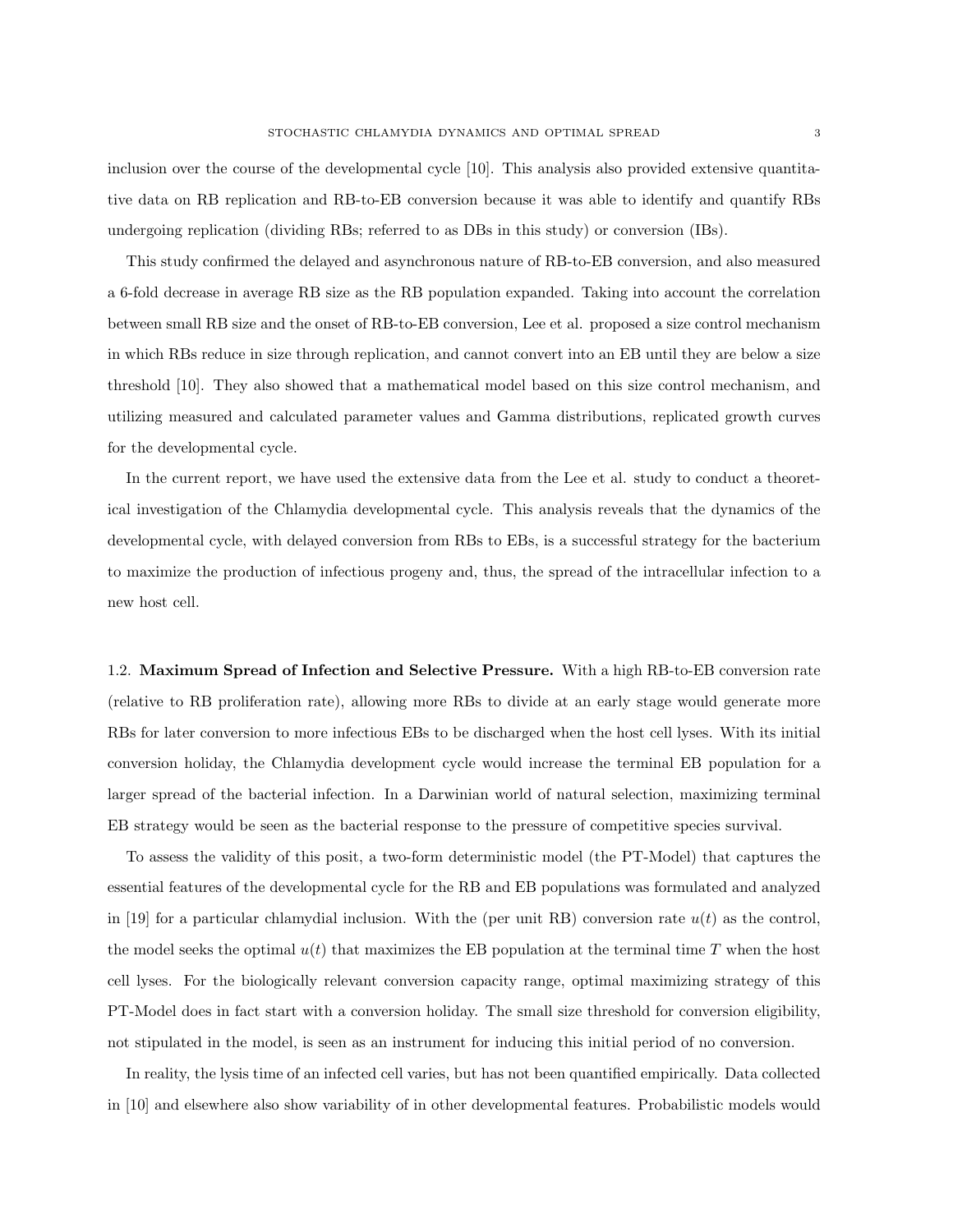inclusion over the course of the developmental cycle [10]. This analysis also provided extensive quantitative data on RB replication and RB-to-EB conversion because it was able to identify and quantify RBs undergoing replication (dividing RBs; referred to as DBs in this study) or conversion (IBs).

This study confirmed the delayed and asynchronous nature of RB-to-EB conversion, and also measured a 6-fold decrease in average RB size as the RB population expanded. Taking into account the correlation between small RB size and the onset of RB-to-EB conversion, Lee et al. proposed a size control mechanism in which RBs reduce in size through replication, and cannot convert into an EB until they are below a size threshold [10]. They also showed that a mathematical model based on this size control mechanism, and utilizing measured and calculated parameter values and Gamma distributions, replicated growth curves for the developmental cycle.

In the current report, we have used the extensive data from the Lee et al. study to conduct a theoretical investigation of the Chlamydia developmental cycle. This analysis reveals that the dynamics of the developmental cycle, with delayed conversion from RBs to EBs, is a successful strategy for the bacterium to maximize the production of infectious progeny and, thus, the spread of the intracellular infection to a new host cell.

1.2. **Maximum Spread of Infection and Selective Pressure.** With a high RB-to-EB conversion rate (relative to RB proliferation rate), allowing more RBs to divide at an early stage would generate more RBs for later conversion to more infectious EBs to be discharged when the host cell lyses. With its initial conversion holiday, the Chlamydia development cycle would increase the terminal EB population for a larger spread of the bacterial infection. In a Darwinian world of natural selection, maximizing terminal EB strategy would be seen as the bacterial response to the pressure of competitive species survival.

To assess the validity of this posit, a two-form deterministic model (the PT-Model) that captures the essential features of the developmental cycle for the RB and EB populations was formulated and analyzed in [19] for a particular chlamydial inclusion. With the (per unit RB) conversion rate $u(t)$ as the control, the model seeks the optimal $u(t)$ that maximizes the EB population at the terminal time $T$ when the host cell lyses. For the biologically relevant conversion capacity range, optimal maximizing strategy of this PT-Model does in fact start with a conversion holiday. The small size threshold for conversion eligibility, not stipulated in the model, is seen as an instrument for inducing this initial period of no conversion.

In reality, the lysis time of an infected cell varies, but has not been quantified empirically. Data collected in [10] and elsewhere also show variability of in other developmental features. Probabilistic models would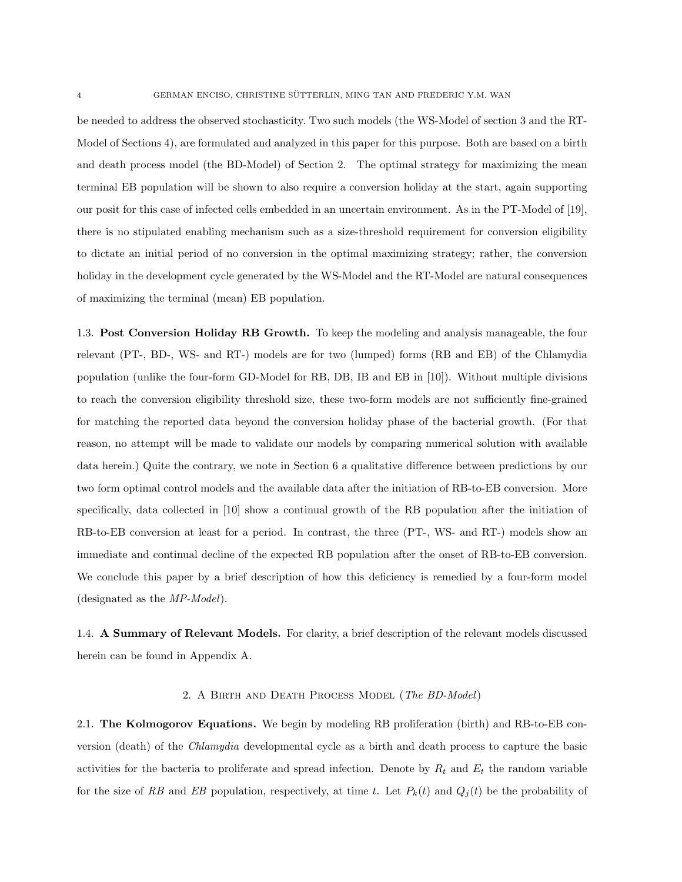be needed to address the observed stochasticity. Two such models (the WS-Model of section 3 and the RT-Model of Sections 4), are formulated and analyzed in this paper for this purpose. Both are based on a birth and death process model (the BD-Model) of Section 2. The optimal strategy for maximizing the mean terminal EB population will be shown to also require a conversion holiday at the start, again supporting our posit for this case of infected cells embedded in an uncertain environment. As in the PT-Model of [19], there is no stipulated enabling mechanism such as a size-threshold requirement for conversion eligibility to dictate an initial period of no conversion in the optimal maximizing strategy; rather, the conversion holiday in the development cycle generated by the WS-Model and the RT-Model are natural consequences of maximizing the terminal (mean) EB population.

### 1.3. Post Conversion Holiday RB Growth.

To keep the modeling and analysis manageable, the four relevant (PT-, BD-, WS- and RT-) models are for two (lumped) forms (RB and EB) of the Chlamydia population (unlike the four-form GD-Model for RB, DB, IB and EB in [10]). Without multiple divisions to reach the conversion eligibility threshold size, these two-form models are not sufficiently fine-grained for matching the reported data beyond the conversion holiday phase of the bacterial growth. (For that reason, no attempt will be made to validate our models by comparing numerical solution with available data herein.) Quite the contrary, we note in Section 6 a qualitative difference between predictions by our two form optimal control models and the available data after the initiation of RB-to-EB conversion. More specifically, data collected in [10] show a continual growth of the RB population after the initiation of RB-to-EB conversion at least for a period. In contrast, the three (PT-, WS- and RT-) models show an immediate and continual decline of the expected RB population after the onset of RB-to-EB conversion. We conclude this paper by a brief description of how this deficiency is remedied by a four-form model (designated as the *MP-Model*).

### 1.4. A Summary of Relevant Models.

For clarity, a brief description of the relevant models discussed herein can be found in Appendix A.

## 2. A Birth and Death Process Model (*The BD-Model*)

### 2.1. The Kolmogorov Equations.

We begin by modeling RB proliferation (birth) and RB-to-EB conversion (death) of the *Chlamydia* developmental cycle as a birth and death process to capture the basic activities for the bacteria to proliferate and spread infection. Denote by $R_t$ and $E_t$ the random variable for the size of *RB* and *EB* population, respectively, at time $t$. Let $P_k(t)$ and $Q_j(t)$ be the probability of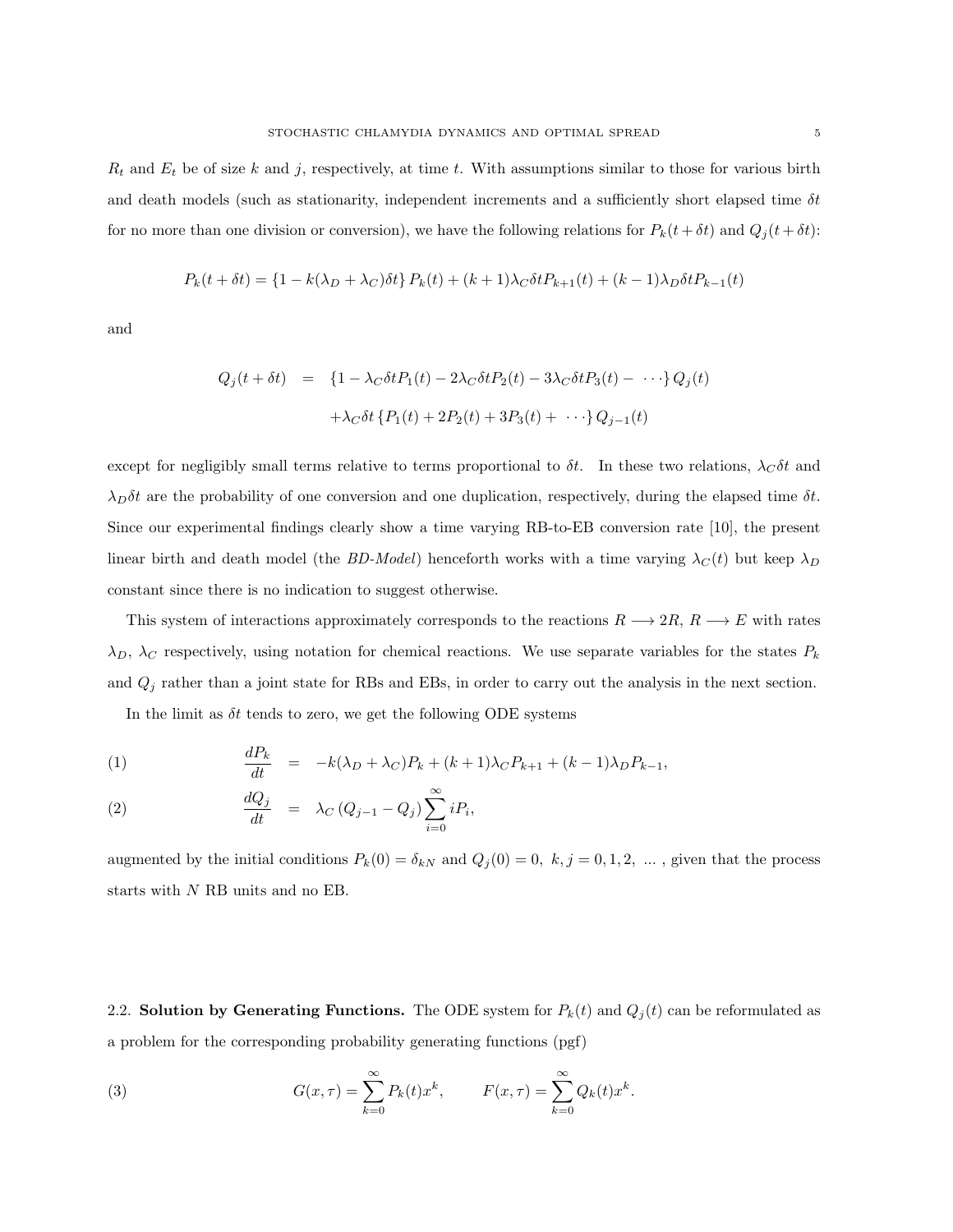$R_t$ and $E_t$ be of size $k$ and $j$, respectively, at time $t$. With assumptions similar to those for various birth and death models (such as stationarity, independent increments and a sufficiently short elapsed time $\delta t$ for no more than one division or conversion), we have the following relations for $P_k(t+\delta t)$ and $Q_j(t+\delta t)$:

$$P_k(t+\delta t) = \{1 - k(\lambda_D + \lambda_C)\delta t\}\, P_k(t) + (k+1)\lambda_C \delta t P_{k+1}(t) + (k-1)\lambda_D \delta t P_{k-1}(t)$$

and

$$\begin{aligned} Q_j(t+\delta t) &= \{1 - \lambda_C \delta t P_1(t) - 2\lambda_C \delta t P_2(t) - 3\lambda_C \delta t P_3(t) - \cdots\}\, Q_j(t) \\ &\quad + \lambda_C \delta t \{P_1(t) + 2P_2(t) + 3P_3(t) + \cdots\}\, Q_{j-1}(t) \end{aligned}$$

except for negligibly small terms relative to terms proportional to $\delta t$. In these two relations, $\lambda_C \delta t$ and $\lambda_D \delta t$ are the probability of one conversion and one duplication, respectively, during the elapsed time $\delta t$. Since our experimental findings clearly show a time varying RB-to-EB conversion rate [10], the present linear birth and death model (the *BD-Model*) henceforth works with a time varying $\lambda_C(t)$ but keep $\lambda_D$ constant since there is no indication to suggest otherwise.

This system of interactions approximately corresponds to the reactions $R \longrightarrow 2R$, $R \longrightarrow E$ with rates $\lambda_D$, $\lambda_C$ respectively, using notation for chemical reactions. We use separate variables for the states $P_k$ and $Q_j$ rather than a joint state for RBs and EBs, in order to carry out the analysis in the next section.

In the limit as $\delta t$ tends to zero, we get the following ODE systems

$$\frac{dP_k}{dt} = -k(\lambda_D + \lambda_C)P_k + (k+1)\lambda_C P_{k+1} + (k-1)\lambda_D P_{k-1}, \tag{1}$$

$$\frac{dQ_j}{dt} = \lambda_C \left(Q_{j-1} - Q_j\right) \sum_{i=0}^{\infty} i P_i, \tag{2}$$

augmented by the initial conditions $P_k(0) = \delta_{kN}$ and $Q_j(0) = 0$, $k, j = 0, 1, 2, \ \ldots$ , given that the process starts with $N$ RB units and no EB.

### 2.2. Solution by Generating Functions.

The ODE system for $P_k(t)$ and $Q_j(t)$ can be reformulated as a problem for the corresponding probability generating functions (pgf)

$$G(x,\tau) = \sum_{k=0}^{\infty} P_k(t) x^k, \qquad F(x,\tau) = \sum_{k=0}^{\infty} Q_k(t) x^k. \tag{3}$$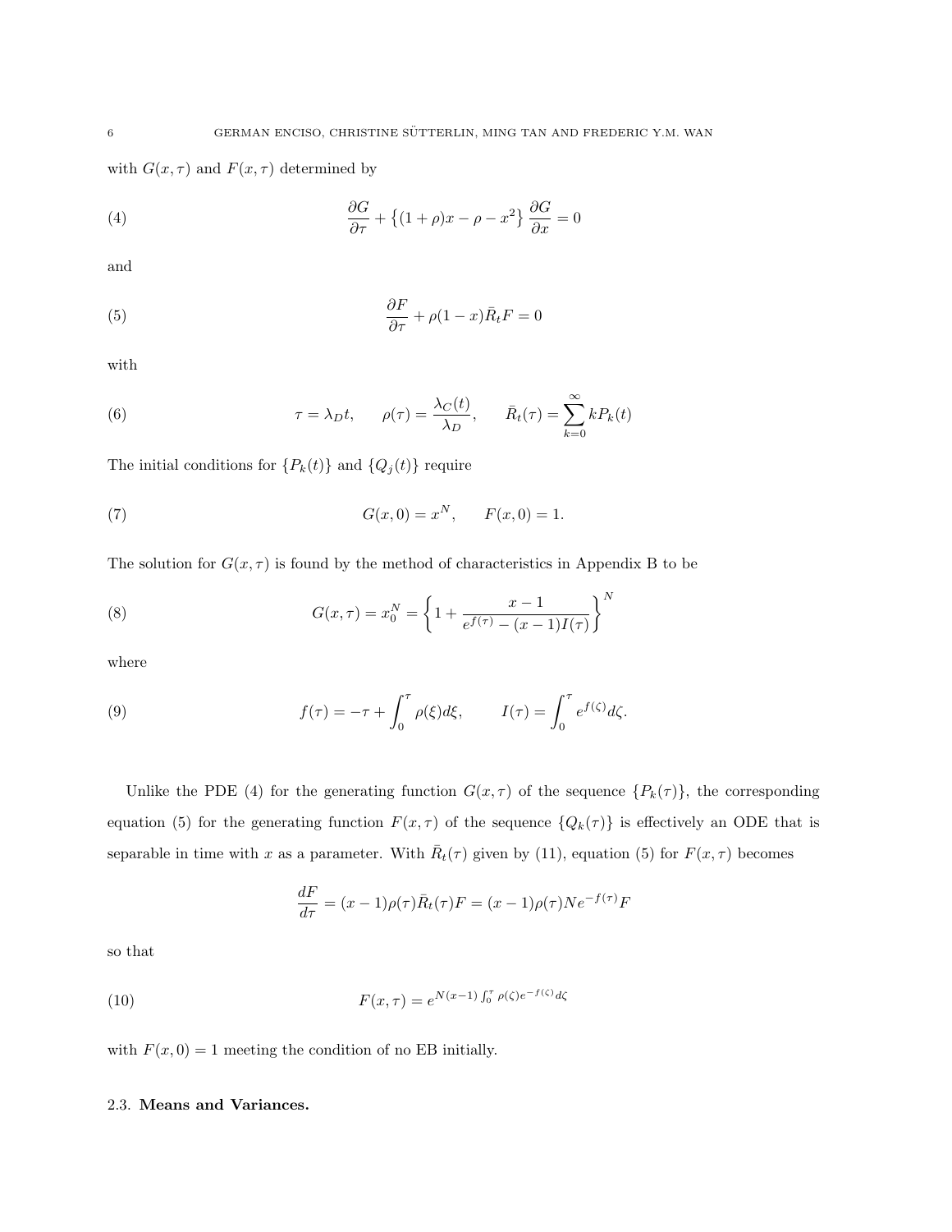with $G(x, \tau)$ and $F(x, \tau)$ determined by

$$\frac{\partial G}{\partial \tau} + \left\{(1+\rho)x - \rho - x^2\right\} \frac{\partial G}{\partial x} = 0 \tag{4}$$

and

$$\frac{\partial F}{\partial \tau} + \rho(1-x)\bar{R}_t F = 0 \tag{5}$$

with

$$\tau = \lambda_D t, \qquad \rho(\tau) = \frac{\lambda_C(t)}{\lambda_D}, \qquad \bar{R}_t(\tau) = \sum_{k=0}^{\infty} k P_k(t) \tag{6}$$

The initial conditions for $\{P_k(t)\}$ and $\{Q_j(t)\}$ require

$$G(x,0) = x^N, \qquad F(x,0) = 1. \tag{7}$$

The solution for $G(x, \tau)$ is found by the method of characteristics in Appendix B to be

$$G(x,\tau) = x_0^N = \left\{1 + \frac{x-1}{e^{f(\tau)} - (x-1)I(\tau)}\right\}^N \tag{8}$$

where

$$f(\tau) = -\tau + \int_0^{\tau} \rho(\xi) d\xi, \qquad I(\tau) = \int_0^{\tau} e^{f(\zeta)} d\zeta. \tag{9}$$

Unlike the PDE (4) for the generating function $G(x, \tau)$ of the sequence $\{P_k(\tau)\}$, the corresponding equation (5) for the generating function $F(x, \tau)$ of the sequence $\{Q_k(\tau)\}$ is effectively an ODE that is separable in time with $x$ as a parameter. With $\bar{R}_t(\tau)$ given by (11), equation (5) for $F(x, \tau)$ becomes

$$\frac{dF}{d\tau} = (x-1)\rho(\tau)\bar{R}_t(\tau)F = (x-1)\rho(\tau)Ne^{-f(\tau)}F$$

so that

$$F(x,\tau) = e^{N(x-1)\int_0^{\tau}\rho(\zeta)e^{-f(\zeta)}d\zeta} \tag{10}$$

with $F(x, 0) = 1$ meeting the condition of no EB initially.

### 2.3. **Means and Variances.**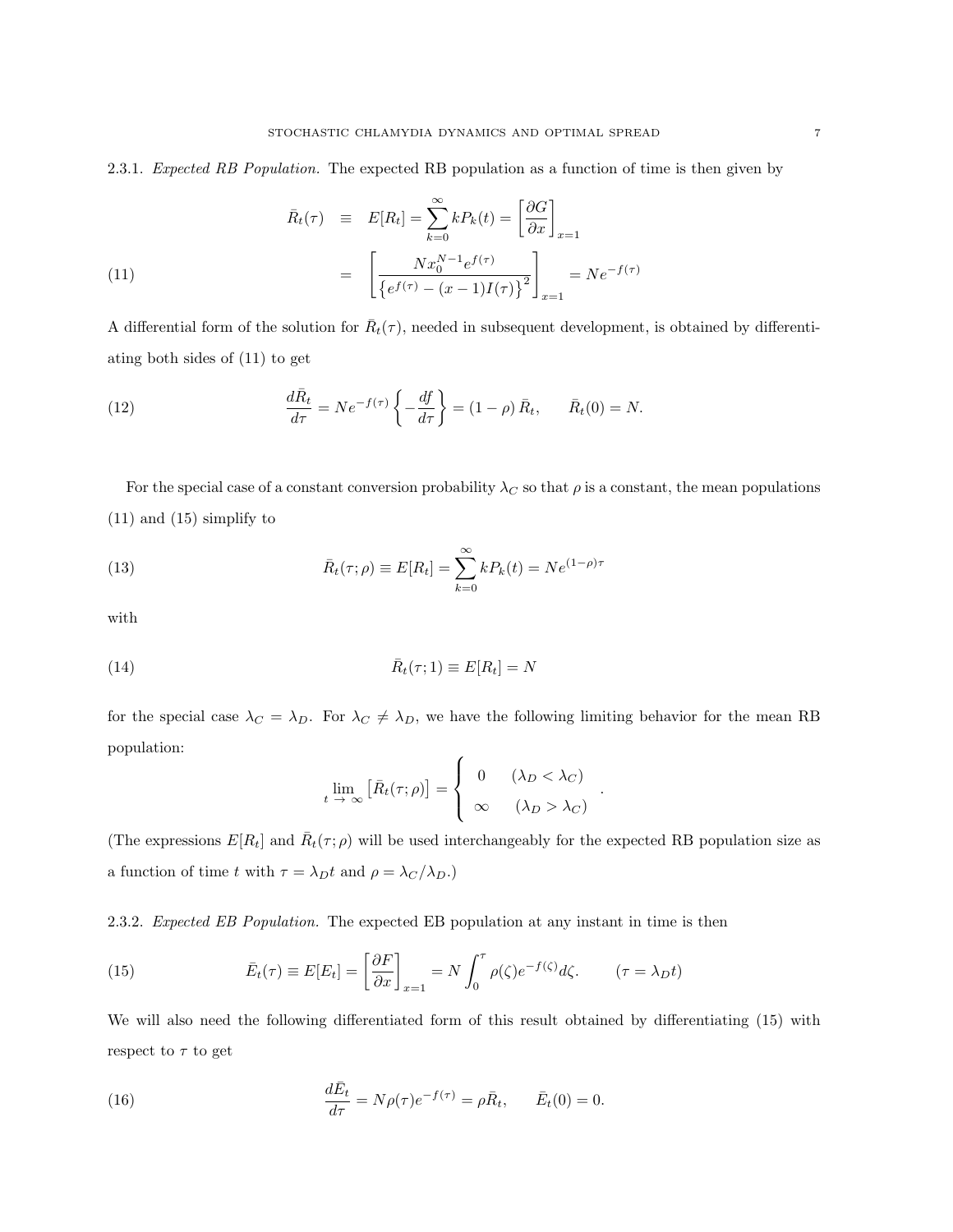2.3.1. *Expected RB Population.* The expected RB population as a function of time is then given by

$$
\begin{aligned}
\bar{R}_t(\tau) &\equiv E[R_t] = \sum_{k=0}^{\infty} k P_k(t) = \left[\frac{\partial G}{\partial x}\right]_{x=1} \\
&= \left[\frac{N x_0^{N-1} e^{f(\tau)}}{\left\{e^{f(\tau)} - (x-1) I(\tau)\right\}^2}\right]_{x=1} = N e^{-f(\tau)} \qquad (11)
\end{aligned}
$$

A differential form of the solution for $\bar{R}_t(\tau)$, needed in subsequent development, is obtained by differentiating both sides of (11) to get

$$
\frac{d\bar{R}_t}{d\tau} = N e^{-f(\tau)} \left\{-\frac{df}{d\tau}\right\} = (1-\rho)\,\bar{R}_t, \qquad \bar{R}_t(0) = N. \qquad (12)
$$

For the special case of a constant conversion probability $\lambda_C$ so that $\rho$ is a constant, the mean populations (11) and (15) simplify to

$$
\bar{R}_t(\tau;\rho) \equiv E[R_t] = \sum_{k=0}^{\infty} k P_k(t) = N e^{(1-\rho)\tau} \qquad (13)
$$

with

$$
\bar{R}_t(\tau;1) \equiv E[R_t] = N \qquad (14)
$$

for the special case $\lambda_C = \lambda_D$. For $\lambda_C \neq \lambda_D$, we have the following limiting behavior for the mean RB population:

$$
\lim_{t\,\to\,\infty}\left[\bar{R}_t(\tau;\rho)\right] = \begin{cases} 0 & (\lambda_D < \lambda_C) \\ \infty & (\lambda_D > \lambda_C) \end{cases}.
$$

(The expressions $E[R_t]$ and $\bar{R}_t(\tau;\rho)$ will be used interchangeably for the expected RB population size as a function of time $t$ with $\tau = \lambda_D t$ and $\rho = \lambda_C/\lambda_D$.)

2.3.2. *Expected EB Population.* The expected EB population at any instant in time is then

$$
\bar{E}_t(\tau) \equiv E[E_t] = \left[\frac{\partial F}{\partial x}\right]_{x=1} = N \int_0^{\tau} \rho(\zeta) e^{-f(\zeta)} d\zeta. \qquad (\tau = \lambda_D t) \qquad (15)
$$

We will also need the following differentiated form of this result obtained by differentiating (15) with respect to $\tau$ to get

$$
\frac{d\bar{E}_t}{d\tau} = N \rho(\tau) e^{-f(\tau)} = \rho \bar{R}_t, \qquad \bar{E}_t(0) = 0. \qquad (16)
$$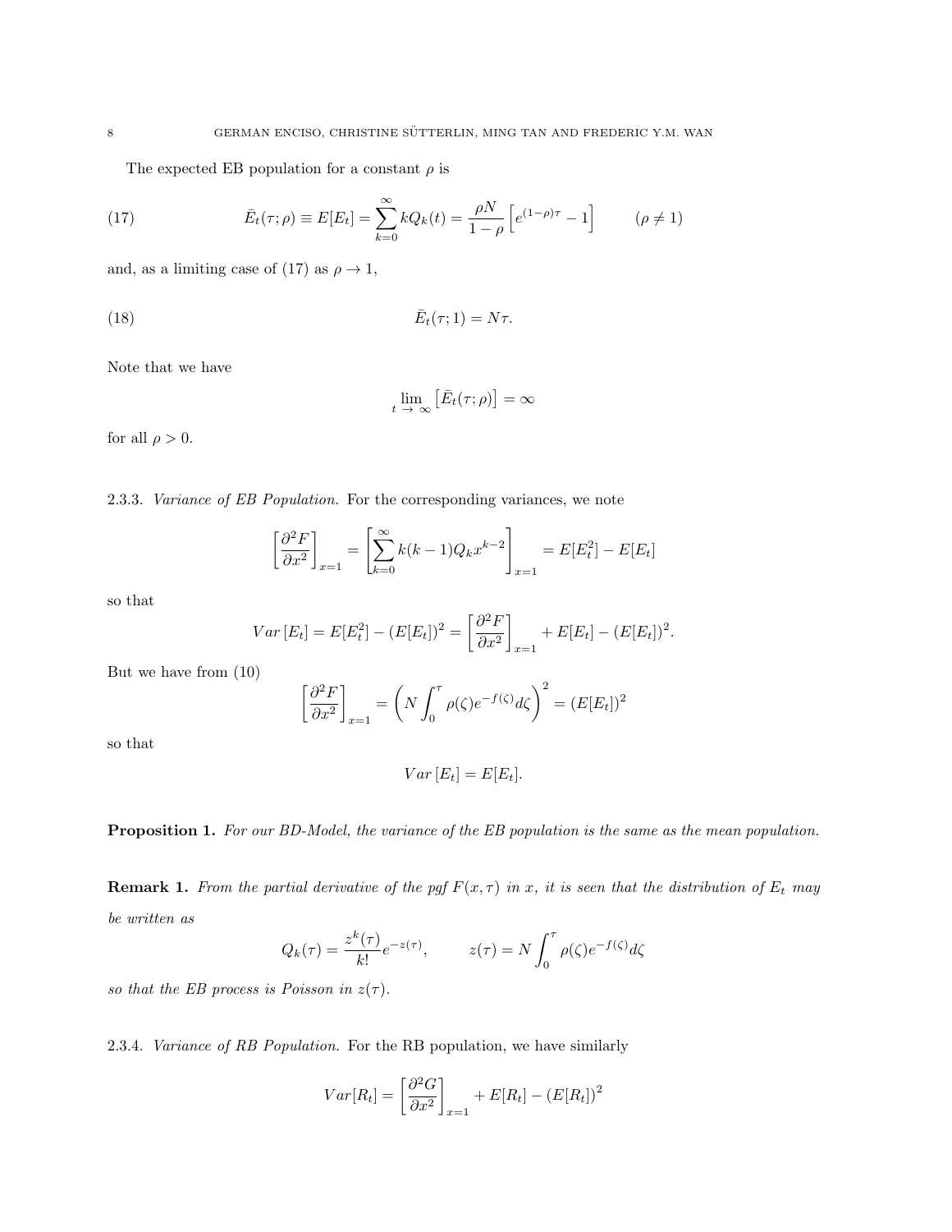The expected EB population for a constant $\rho$ is

$$\bar{E}_t(\tau;\rho) \equiv E[E_t] = \sum_{k=0}^{\infty} kQ_k(t) = \frac{\rho N}{1-\rho}\left[e^{(1-\rho)\tau} - 1\right] \qquad (\rho \neq 1) \tag{17}$$

and, as a limiting case of (17) as $\rho \to 1$,

$$\bar{E}_t(\tau;1) = N\tau. \tag{18}$$

Note that we have

$$\lim_{t \to \infty}\left[\bar{E}_t(\tau;\rho)\right] = \infty$$

for all $\rho > 0$.

#### 2.3.3. *Variance of EB Population.*

For the corresponding variances, we note

$$\left[\frac{\partial^2 F}{\partial x^2}\right]_{x=1} = \left[\sum_{k=0}^{\infty} k(k-1)Q_k x^{k-2}\right]_{x=1} = E[E_t^2] - E[E_t]$$

so that

$$Var\left[E_t\right] = E[E_t^2] - (E[E_t])^2 = \left[\frac{\partial^2 F}{\partial x^2}\right]_{x=1} + E[E_t] - (E[E_t])^2.$$

But we have from (10)

$$\left[\frac{\partial^2 F}{\partial x^2}\right]_{x=1} = \left(N\int_0^{\tau} \rho(\zeta)e^{-f(\zeta)}d\zeta\right)^2 = (E[E_t])^2$$

so that

$$Var\left[E_t\right] = E[E_t].$$

**Proposition 1.** *For our BD-Model, the variance of the EB population is the same as the mean population.*

**Remark 1.** *From the partial derivative of the pgf $F(x,\tau)$ in $x$, it is seen that the distribution of $E_t$ may be written as*

$$Q_k(\tau) = \frac{z^k(\tau)}{k!}e^{-z(\tau)}, \qquad z(\tau) = N\int_0^{\tau} \rho(\zeta)e^{-f(\zeta)}d\zeta$$

*so that the EB process is Poisson in $z(\tau)$.*

#### 2.3.4. *Variance of RB Population.*

For the RB population, we have similarly

$$Var[R_t] = \left[\frac{\partial^2 G}{\partial x^2}\right]_{x=1} + E[R_t] - (E[R_t])^2$$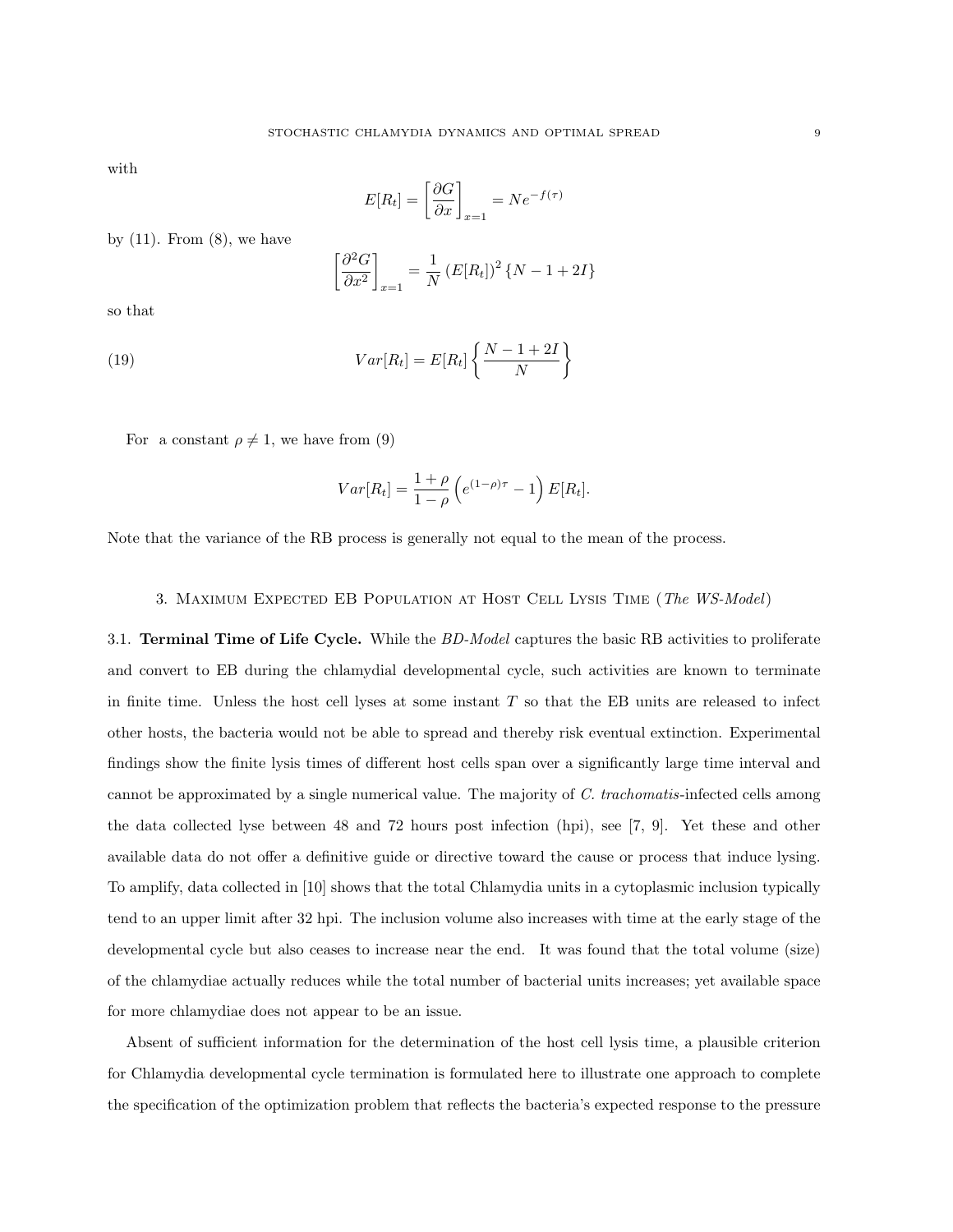with

$$E[R_t] = \left[\frac{\partial G}{\partial x}\right]_{x=1} = Ne^{-f(\tau)}$$

by (11). From (8), we have

$$\left[\frac{\partial^2 G}{\partial x^2}\right]_{x=1} = \frac{1}{N}\left(E[R_t]\right)^2 \{N - 1 + 2I\}$$

so that

$$Var[R_t] = E[R_t]\left\{\frac{N-1+2I}{N}\right\} \tag{19}$$

For a constant $\rho \neq 1$, we have from (9)

$$Var[R_t] = \frac{1+\rho}{1-\rho}\left(e^{(1-\rho)\tau} - 1\right)E[R_t].$$

Note that the variance of the RB process is generally not equal to the mean of the process.

## 3. Maximum Expected EB Population at Host Cell Lysis Time (*The WS-Model*)

3.1. **Terminal Time of Life Cycle.** While the *BD-Model* captures the basic RB activities to proliferate and convert to EB during the chlamydial developmental cycle, such activities are known to terminate in finite time. Unless the host cell lyses at some instant $T$ so that the EB units are released to infect other hosts, the bacteria would not be able to spread and thereby risk eventual extinction. Experimental findings show the finite lysis times of different host cells span over a significantly large time interval and cannot be approximated by a single numerical value. The majority of *C. trachomatis*-infected cells among the data collected lyse between 48 and 72 hours post infection (hpi), see [7, 9]. Yet these and other available data do not offer a definitive guide or directive toward the cause or process that induce lysing. To amplify, data collected in [10] shows that the total Chlamydia units in a cytoplasmic inclusion typically tend to an upper limit after 32 hpi. The inclusion volume also increases with time at the early stage of the developmental cycle but also ceases to increase near the end. It was found that the total volume (size) of the chlamydiae actually reduces while the total number of bacterial units increases; yet available space for more chlamydiae does not appear to be an issue.

Absent of sufficient information for the determination of the host cell lysis time, a plausible criterion for Chlamydia developmental cycle termination is formulated here to illustrate one approach to complete the specification of the optimization problem that reflects the bacteria's expected response to the pressure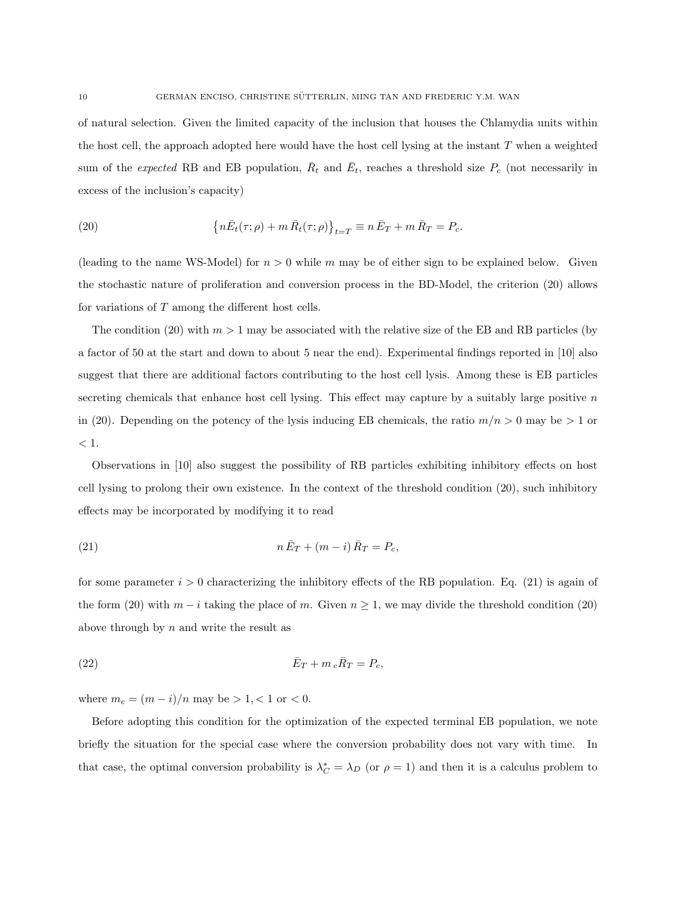of natural selection. Given the limited capacity of the inclusion that houses the Chlamydia units within the host cell, the approach adopted here would have the host cell lysing at the instant $T$ when a weighted sum of the *expected* RB and EB population, $\bar{R}_t$ and $\bar{E}_t$, reaches a threshold size $P_c$ (not necessarily in excess of the inclusion's capacity)

$$\left\{n\bar{E}_t(\tau;\rho) + m\,\bar{R}_t(\tau;\rho)\right\}_{t=T} \equiv n\,\bar{E}_T + m\,\bar{R}_T = P_c. \tag{20}$$

(leading to the name WS-Model) for $n > 0$ while $m$ may be of either sign to be explained below. Given the stochastic nature of proliferation and conversion process in the BD-Model, the criterion (20) allows for variations of $T$ among the different host cells.

The condition (20) with $m > 1$ may be associated with the relative size of the EB and RB particles (by a factor of 50 at the start and down to about 5 near the end). Experimental findings reported in [10] also suggest that there are additional factors contributing to the host cell lysis. Among these is EB particles secreting chemicals that enhance host cell lysing. This effect may capture by a suitably large positive $n$ in (20). Depending on the potency of the lysis inducing EB chemicals, the ratio $m/n > 0$ may be $> 1$ or $< 1$.

Observations in [10] also suggest the possibility of RB particles exhibiting inhibitory effects on host cell lysing to prolong their own existence. In the context of the threshold condition (20), such inhibitory effects may be incorporated by modifying it to read

$$n\,\bar{E}_T + (m - i)\,\bar{R}_T = P_c, \tag{21}$$

for some parameter $i > 0$ characterizing the inhibitory effects of the RB population. Eq. (21) is again of the form (20) with $m - i$ taking the place of $m$. Given $n \geq 1$, we may divide the threshold condition (20) above through by $n$ and write the result as

$$\bar{E}_T + m_c\bar{R}_T = P_c, \tag{22}$$

where $m_c = (m - i)/n$ may be $> 1, < 1$ or $< 0$.

Before adopting this condition for the optimization of the expected terminal EB population, we note briefly the situation for the special case where the conversion probability does not vary with time. In that case, the optimal conversion probability is $\lambda_C^* = \lambda_D$ (or $\rho = 1$) and then it is a calculus problem to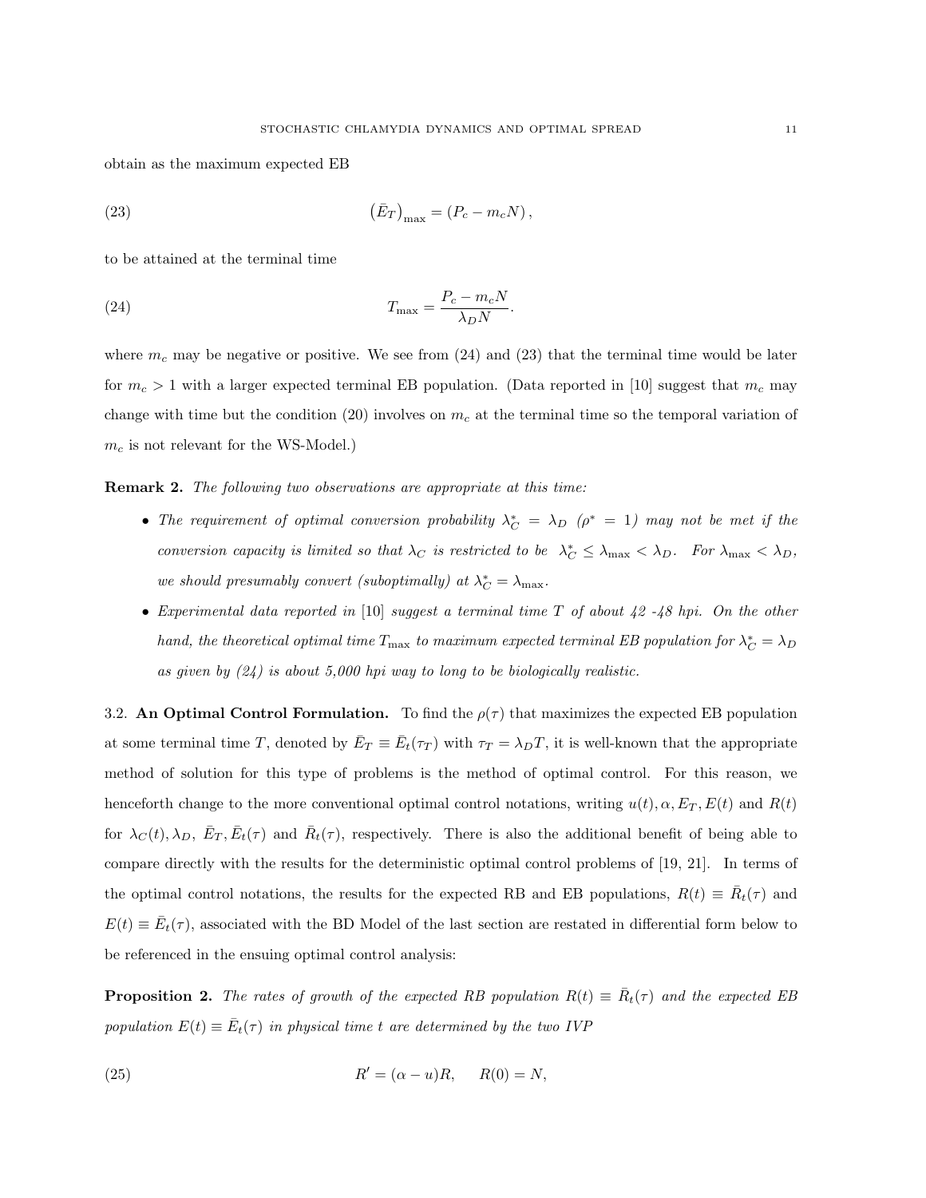obtain as the maximum expected EB

$$\left(\bar{E}_T\right)_{\max} = \left(P_c - m_c N\right), \tag{23}$$

to be attained at the terminal time

$$T_{\max} = \frac{P_c - m_c N}{\lambda_D N}. \tag{24}$$

where $m_c$ may be negative or positive. We see from (24) and (23) that the terminal time would be later for $m_c > 1$ with a larger expected terminal EB population. (Data reported in [10] suggest that $m_c$ may change with time but the condition (20) involves on $m_c$ at the terminal time so the temporal variation of $m_c$ is not relevant for the WS-Model.)

**Remark 2.** *The following two observations are appropriate at this time:*

- *The requirement of optimal conversion probability $\lambda_C^* = \lambda_D$ ($\rho^* = 1$) may not be met if the conversion capacity is limited so that $\lambda_C$ is restricted to be $\lambda_C^* \leq \lambda_{\max} < \lambda_D$. For $\lambda_{\max} < \lambda_D$, we should presumably convert (suboptimally) at $\lambda_C^* = \lambda_{\max}$.*
- *Experimental data reported in* [10] *suggest a terminal time $T$ of about 42 -48 hpi. On the other hand, the theoretical optimal time $T_{\max}$ to maximum expected terminal EB population for $\lambda_C^* = \lambda_D$ as given by (24) is about 5,000 hpi way to long to be biologically realistic.*

3.2. **An Optimal Control Formulation.** To find the $\rho(\tau)$ that maximizes the expected EB population at some terminal time $T$, denoted by $\bar{E}_T \equiv \bar{E}_t(\tau_T)$ with $\tau_T = \lambda_D T$, it is well-known that the appropriate method of solution for this type of problems is the method of optimal control. For this reason, we henceforth change to the more conventional optimal control notations, writing $u(t), \alpha, E_T, E(t)$ and $R(t)$ for $\lambda_C(t), \lambda_D, \bar{E}_T, \bar{E}_t(\tau)$ and $\bar{R}_t(\tau)$, respectively. There is also the additional benefit of being able to compare directly with the results for the deterministic optimal control problems of [19, 21]. In terms of the optimal control notations, the results for the expected RB and EB populations, $R(t) \equiv \bar{R}_t(\tau)$ and $E(t) \equiv \bar{E}_t(\tau)$, associated with the BD Model of the last section are restated in differential form below to be referenced in the ensuing optimal control analysis:

**Proposition 2.** *The rates of growth of the expected RB population $R(t) \equiv \bar{R}_t(\tau)$ and the expected EB population $E(t) \equiv \bar{E}_t(\tau)$ in physical time $t$ are determined by the two IVP*

$$R' = (\alpha - u)R, \qquad R(0) = N, \tag{25}$$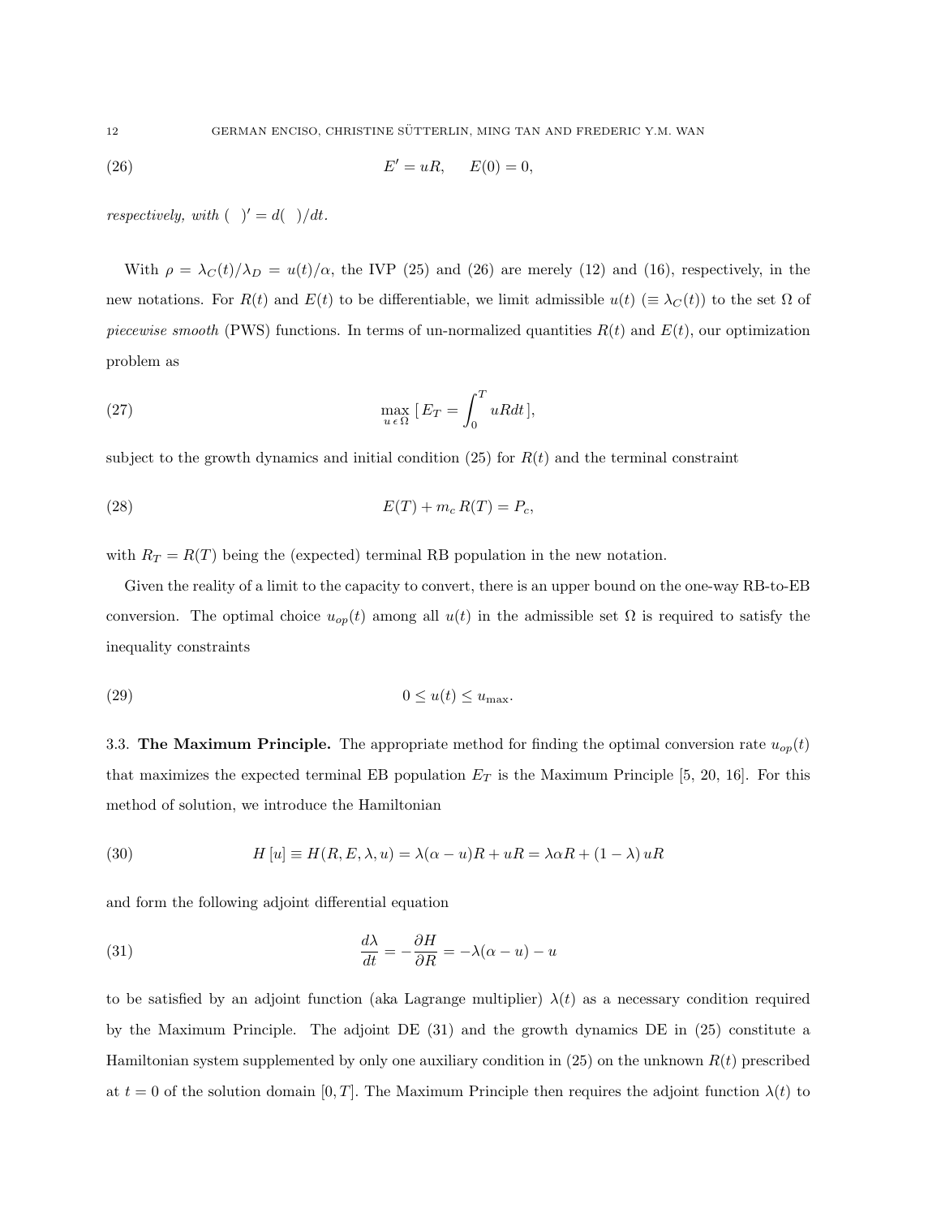$$E' = uR, \qquad E(0) = 0, \tag{26}$$

*respectively, with* $(\ )' = d(\ )/dt$.

With $\rho = \lambda_C(t)/\lambda_D = u(t)/\alpha$, the IVP (25) and (26) are merely (12) and (16), respectively, in the new notations. For $R(t)$ and $E(t)$ to be differentiable, we limit admissible $u(t)$ $(\equiv \lambda_C(t))$ to the set $\Omega$ of *piecewise smooth* (PWS) functions. In terms of un-normalized quantities $R(t)$ and $E(t)$, our optimization problem as

$$\max_{u\,\epsilon\,\Omega} \left[ E_T = \int_0^T uR dt \right], \tag{27}$$

subject to the growth dynamics and initial condition (25) for $R(t)$ and the terminal constraint

$$E(T) + m_c\, R(T) = P_c, \tag{28}$$

with $R_T = R(T)$ being the (expected) terminal RB population in the new notation.

Given the reality of a limit to the capacity to convert, there is an upper bound on the one-way RB-to-EB conversion. The optimal choice $u_{op}(t)$ among all $u(t)$ in the admissible set $\Omega$ is required to satisfy the inequality constraints

$$0 \le u(t) \le u_{\max}. \tag{29}$$

3.3. **The Maximum Principle.** The appropriate method for finding the optimal conversion rate $u_{op}(t)$ that maximizes the expected terminal EB population $E_T$ is the Maximum Principle [5, 20, 16]. For this method of solution, we introduce the Hamiltonian

$$H\,[u] \equiv H(R, E, \lambda, u) = \lambda(\alpha - u)R + uR = \lambda\alpha R + (1 - \lambda)\, uR \tag{30}$$

and form the following adjoint differential equation

$$\frac{d\lambda}{dt} = -\frac{\partial H}{\partial R} = -\lambda(\alpha - u) - u \tag{31}$$

to be satisfied by an adjoint function (aka Lagrange multiplier) $\lambda(t)$ as a necessary condition required by the Maximum Principle. The adjoint DE (31) and the growth dynamics DE in (25) constitute a Hamiltonian system supplemented by only one auxiliary condition in (25) on the unknown $R(t)$ prescribed at $t = 0$ of the solution domain $[0, T]$. The Maximum Principle then requires the adjoint function $\lambda(t)$ to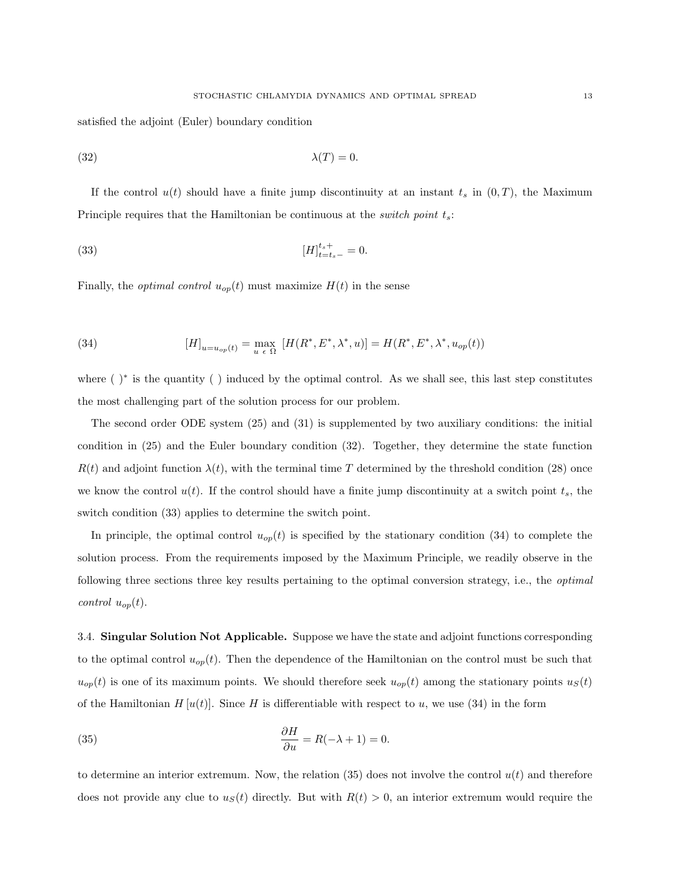satisfied the adjoint (Euler) boundary condition

$$\lambda(T) = 0. \tag{32}$$

If the control $u(t)$ should have a finite jump discontinuity at an instant $t_s$ in $(0, T)$, the Maximum Principle requires that the Hamiltonian be continuous at the *switch point* $t_s$:

$$[H]_{t=t_s-}^{t_s+} = 0. \tag{33}$$

Finally, the *optimal control* $u_{op}(t)$ must maximize $H(t)$ in the sense

$$[H]_{u=u_{op}(t)} = \max_{u \,\epsilon\, \Omega} \left[H(R^*, E^*, \lambda^*, u)\right] = H(R^*, E^*, \lambda^*, u_{op}(t)) \tag{34}$$

where $(\ )^*$ is the quantity $(\ )$ induced by the optimal control. As we shall see, this last step constitutes the most challenging part of the solution process for our problem.

The second order ODE system (25) and (31) is supplemented by two auxiliary conditions: the initial condition in (25) and the Euler boundary condition (32). Together, they determine the state function $R(t)$ and adjoint function $\lambda(t)$, with the terminal time $T$ determined by the threshold condition (28) once we know the control $u(t)$. If the control should have a finite jump discontinuity at a switch point $t_s$, the switch condition (33) applies to determine the switch point.

In principle, the optimal control $u_{op}(t)$ is specified by the stationary condition (34) to complete the solution process. From the requirements imposed by the Maximum Principle, we readily observe in the following three sections three key results pertaining to the optimal conversion strategy, i.e., the *optimal control* $u_{op}(t)$.

3.4. **Singular Solution Not Applicable.** Suppose we have the state and adjoint functions corresponding to the optimal control $u_{op}(t)$. Then the dependence of the Hamiltonian on the control must be such that $u_{op}(t)$ is one of its maximum points. We should therefore seek $u_{op}(t)$ among the stationary points $u_S(t)$ of the Hamiltonian $H\left[u(t)\right]$. Since $H$ is differentiable with respect to $u$, we use (34) in the form

$$\frac{\partial H}{\partial u} = R(-\lambda + 1) = 0. \tag{35}$$

to determine an interior extremum. Now, the relation (35) does not involve the control $u(t)$ and therefore does not provide any clue to $u_S(t)$ directly. But with $R(t) > 0$, an interior extremum would require the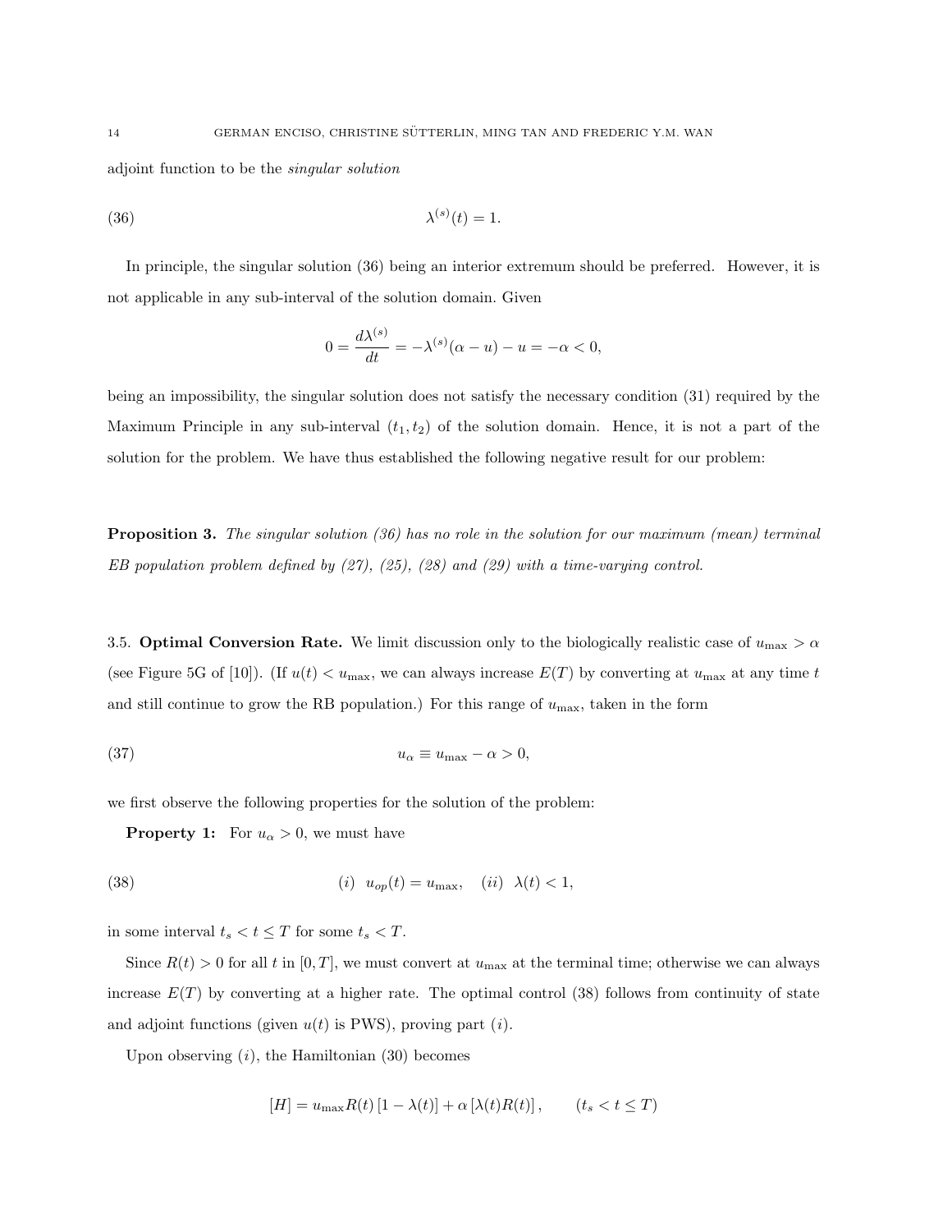adjoint function to be the *singular solution*

$$\lambda^{(s)}(t) = 1. \tag{36}$$

In principle, the singular solution (36) being an interior extremum should be preferred. However, it is not applicable in any sub-interval of the solution domain. Given

$$0 = \frac{d\lambda^{(s)}}{dt} = -\lambda^{(s)}(\alpha - u) - u = -\alpha < 0,$$

being an impossibility, the singular solution does not satisfy the necessary condition (31) required by the Maximum Principle in any sub-interval $(t_1, t_2)$ of the solution domain. Hence, it is not a part of the solution for the problem. We have thus established the following negative result for our problem:

**Proposition 3.** *The singular solution (36) has no role in the solution for our maximum (mean) terminal EB population problem defined by (27), (25), (28) and (29) with a time-varying control.*

3.5. **Optimal Conversion Rate.** We limit discussion only to the biologically realistic case of $u_{\max} > \alpha$ (see Figure 5G of [10]). (If $u(t) < u_{\max}$, we can always increase $E(T)$ by converting at $u_{\max}$ at any time $t$ and still continue to grow the RB population.) For this range of $u_{\max}$, taken in the form

$$u_\alpha \equiv u_{\max} - \alpha > 0, \tag{37}$$

we first observe the following properties for the solution of the problem:

**Property 1:** For $u_\alpha > 0$, we must have

$$(i) \quad u_{op}(t) = u_{\max}, \quad (ii) \quad \lambda(t) < 1, \tag{38}$$

in some interval $t_s < t \leq T$ for some $t_s < T$.

Since $R(t) > 0$ for all $t$ in $[0, T]$, we must convert at $u_{\max}$ at the terminal time; otherwise we can always increase $E(T)$ by converting at a higher rate. The optimal control (38) follows from continuity of state and adjoint functions (given $u(t)$ is PWS), proving part $(i)$.

Upon observing $(i)$, the Hamiltonian (30) becomes

$$[H] = u_{\max}R(t)\left[1 - \lambda(t)\right] + \alpha\left[\lambda(t)R(t)\right], \qquad (t_s < t \leq T)$$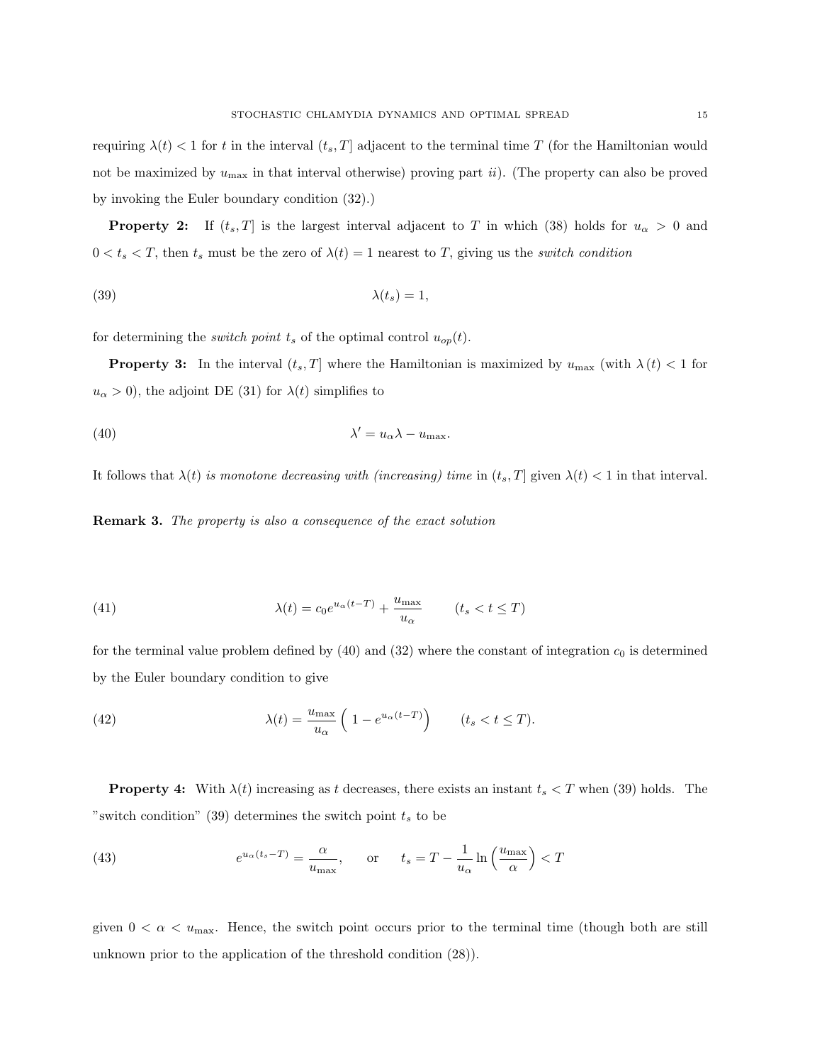requiring $\lambda(t) < 1$ for $t$ in the interval $(t_s, T]$ adjacent to the terminal time $T$ (for the Hamiltonian would not be maximized by $u_{\max}$ in that interval otherwise) proving part *ii*). (The property can also be proved by invoking the Euler boundary condition (32).)

**Property 2:** If $(t_s, T]$ is the largest interval adjacent to $T$ in which (38) holds for $u_\alpha > 0$ and $0 < t_s < T$, then $t_s$ must be the zero of $\lambda(t) = 1$ nearest to $T$, giving us the *switch condition*

$$\lambda(t_s) = 1, \tag{39}$$

for determining the *switch point* $t_s$ of the optimal control $u_{op}(t)$.

**Property 3:** In the interval $(t_s, T]$ where the Hamiltonian is maximized by $u_{\max}$ (with $\lambda(t) < 1$ for $u_\alpha > 0$), the adjoint DE (31) for $\lambda(t)$ simplifies to

$$\lambda' = u_\alpha \lambda - u_{\max}. \tag{40}$$

It follows that $\lambda(t)$ *is monotone decreasing with (increasing) time* in $(t_s, T]$ given $\lambda(t) < 1$ in that interval.

**Remark 3.** *The property is also a consequence of the exact solution*

$$\lambda(t) = c_0 e^{u_\alpha(t-T)} + \frac{u_{\max}}{u_\alpha} \qquad (t_s < t \leq T) \tag{41}$$

for the terminal value problem defined by (40) and (32) where the constant of integration $c_0$ is determined by the Euler boundary condition to give

$$\lambda(t) = \frac{u_{\max}}{u_\alpha}\left(1 - e^{u_\alpha(t-T)}\right) \qquad (t_s < t \leq T). \tag{42}$$

**Property 4:** With $\lambda(t)$ increasing as $t$ decreases, there exists an instant $t_s < T$ when (39) holds. The "switch condition" (39) determines the switch point $t_s$ to be

$$e^{u_\alpha(t_s - T)} = \frac{\alpha}{u_{\max}}, \qquad \text{or} \qquad t_s = T - \frac{1}{u_\alpha}\ln\left(\frac{u_{\max}}{\alpha}\right) < T \tag{43}$$

given $0 < \alpha < u_{\max}$. Hence, the switch point occurs prior to the terminal time (though both are still unknown prior to the application of the threshold condition (28)).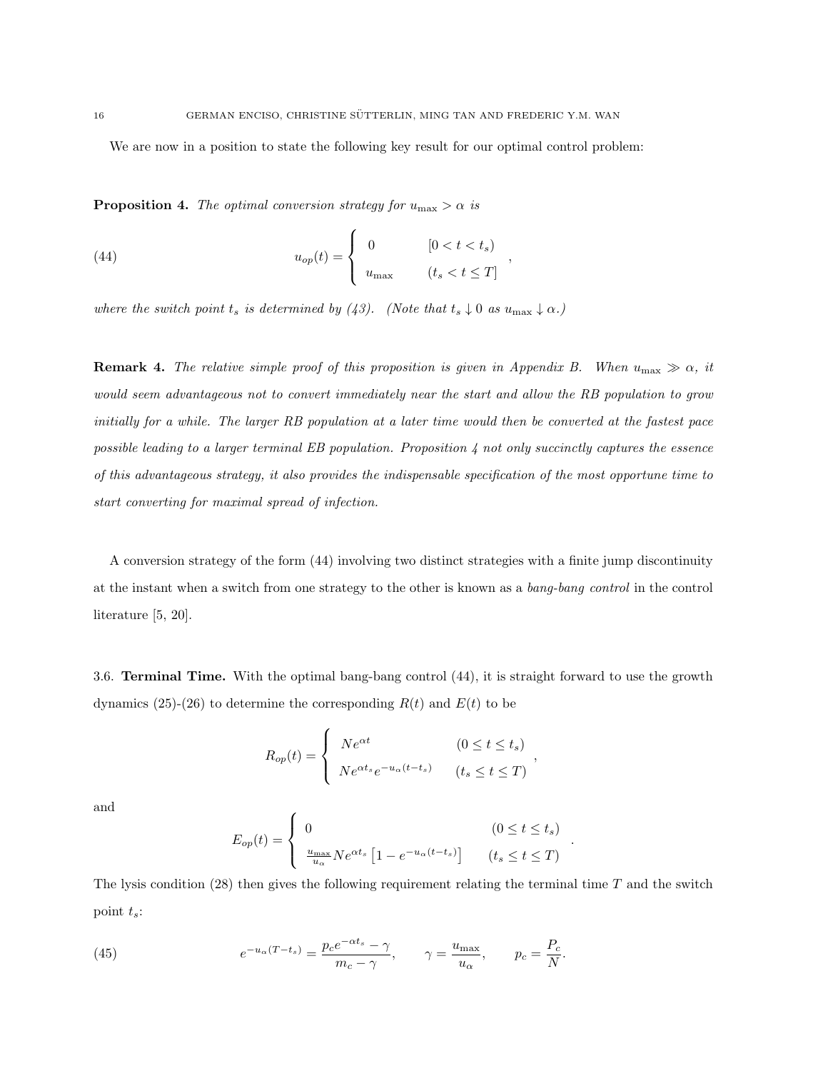We are now in a position to state the following key result for our optimal control problem:

**Proposition 4.** *The optimal conversion strategy for $u_{\max} > \alpha$ is*

$$u_{op}(t) = \begin{cases} 0 & [0 < t < t_s) \\ u_{\max} & (t_s < t \leq T] \end{cases} , \tag{44}$$

*where the switch point $t_s$ is determined by (43). (Note that $t_s \downarrow 0$ as $u_{\max} \downarrow \alpha$.)*

**Remark 4.** *The relative simple proof of this proposition is given in Appendix B. When $u_{\max} \gg \alpha$, it would seem advantageous not to convert immediately near the start and allow the RB population to grow initially for a while. The larger RB population at a later time would then be converted at the fastest pace possible leading to a larger terminal EB population. Proposition 4 not only succinctly captures the essence of this advantageous strategy, it also provides the indispensable specification of the most opportune time to start converting for maximal spread of infection.*

A conversion strategy of the form (44) involving two distinct strategies with a finite jump discontinuity at the instant when a switch from one strategy to the other is known as a *bang-bang control* in the control literature [5, 20].

3.6. **Terminal Time.** With the optimal bang-bang control (44), it is straight forward to use the growth dynamics (25)-(26) to determine the corresponding $R(t)$ and $E(t)$ to be

$$R_{op}(t) = \begin{cases} Ne^{\alpha t} & (0 \leq t \leq t_s) \\ Ne^{\alpha t_s} e^{-u_\alpha (t - t_s)} & (t_s \leq t \leq T) \end{cases} ,$$

and

$$E_{op}(t) = \begin{cases} 0 & (0 \leq t \leq t_s) \\ \frac{u_{\max}}{u_\alpha} Ne^{\alpha t_s} \left[1 - e^{-u_\alpha (t - t_s)}\right] & (t_s \leq t \leq T) \end{cases} .$$

The lysis condition (28) then gives the following requirement relating the terminal time $T$ and the switch point $t_s$:

$$e^{-u_\alpha (T - t_s)} = \frac{p_c e^{-\alpha t_s} - \gamma}{m_c - \gamma}, \qquad \gamma = \frac{u_{\max}}{u_\alpha}, \qquad p_c = \frac{P_c}{N}. \tag{45}$$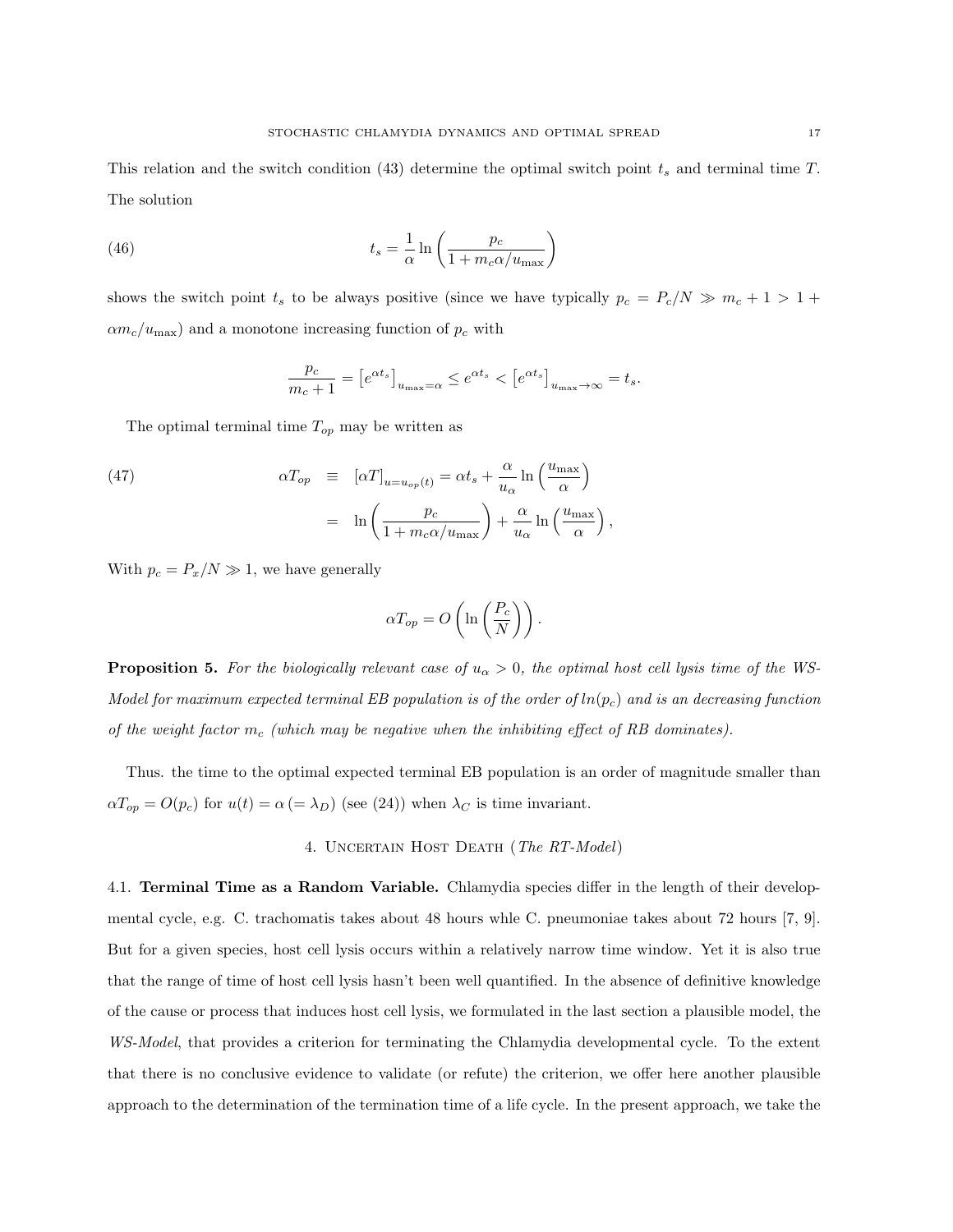This relation and the switch condition (43) determine the optimal switch point $t_s$ and terminal time $T$. The solution

$$t_s = \frac{1}{\alpha} \ln\left(\frac{p_c}{1 + m_c \alpha / u_{\max}}\right) \tag{46}$$

shows the switch point $t_s$ to be always positive (since we have typically $p_c = P_c/N \gg m_c + 1 > 1 + \alpha m_c / u_{\max}$) and a monotone increasing function of $p_c$ with

$$\frac{p_c}{m_c + 1} = \left[e^{\alpha t_s}\right]_{u_{\max} = \alpha} \leq e^{\alpha t_s} < \left[e^{\alpha t_s}\right]_{u_{\max} \to \infty} = t_s.$$

The optimal terminal time $T_{op}$ may be written as

$$\begin{aligned} \alpha T_{op} &\equiv [\alpha T]_{u = u_{op}(t)} = \alpha t_s + \frac{\alpha}{u_\alpha} \ln\left(\frac{u_{\max}}{\alpha}\right) \\ &= \ln\left(\frac{p_c}{1 + m_c \alpha / u_{\max}}\right) + \frac{\alpha}{u_\alpha} \ln\left(\frac{u_{\max}}{\alpha}\right), \end{aligned} \tag{47}$$

With $p_c = P_x/N \gg 1$, we have generally

$$\alpha T_{op} = O\left(\ln\left(\frac{P_c}{N}\right)\right).$$

**Proposition 5.** *For the biologically relevant case of $u_\alpha > 0$, the optimal host cell lysis time of the WS-Model for maximum expected terminal EB population is of the order of $ln(p_c)$ and is an decreasing function of the weight factor $m_c$ (which may be negative when the inhibiting effect of RB dominates).*

Thus. the time to the optimal expected terminal EB population is an order of magnitude smaller than $\alpha T_{op} = O(p_c)$ for $u(t) = \alpha\,(= \lambda_D)$ (see (24)) when $\lambda_C$ is time invariant.

## 4. Uncertain Host Death (*The RT-Model*)

4.1. **Terminal Time as a Random Variable.** Chlamydia species differ in the length of their developmental cycle, e.g. C. trachomatis takes about 48 hours whle C. pneumoniae takes about 72 hours [7, 9]. But for a given species, host cell lysis occurs within a relatively narrow time window. Yet it is also true that the range of time of host cell lysis hasn't been well quantified. In the absence of definitive knowledge of the cause or process that induces host cell lysis, we formulated in the last section a plausible model, the *WS-Model*, that provides a criterion for terminating the Chlamydia developmental cycle. To the extent that there is no conclusive evidence to validate (or refute) the criterion, we offer here another plausible approach to the determination of the termination time of a life cycle. In the present approach, we take the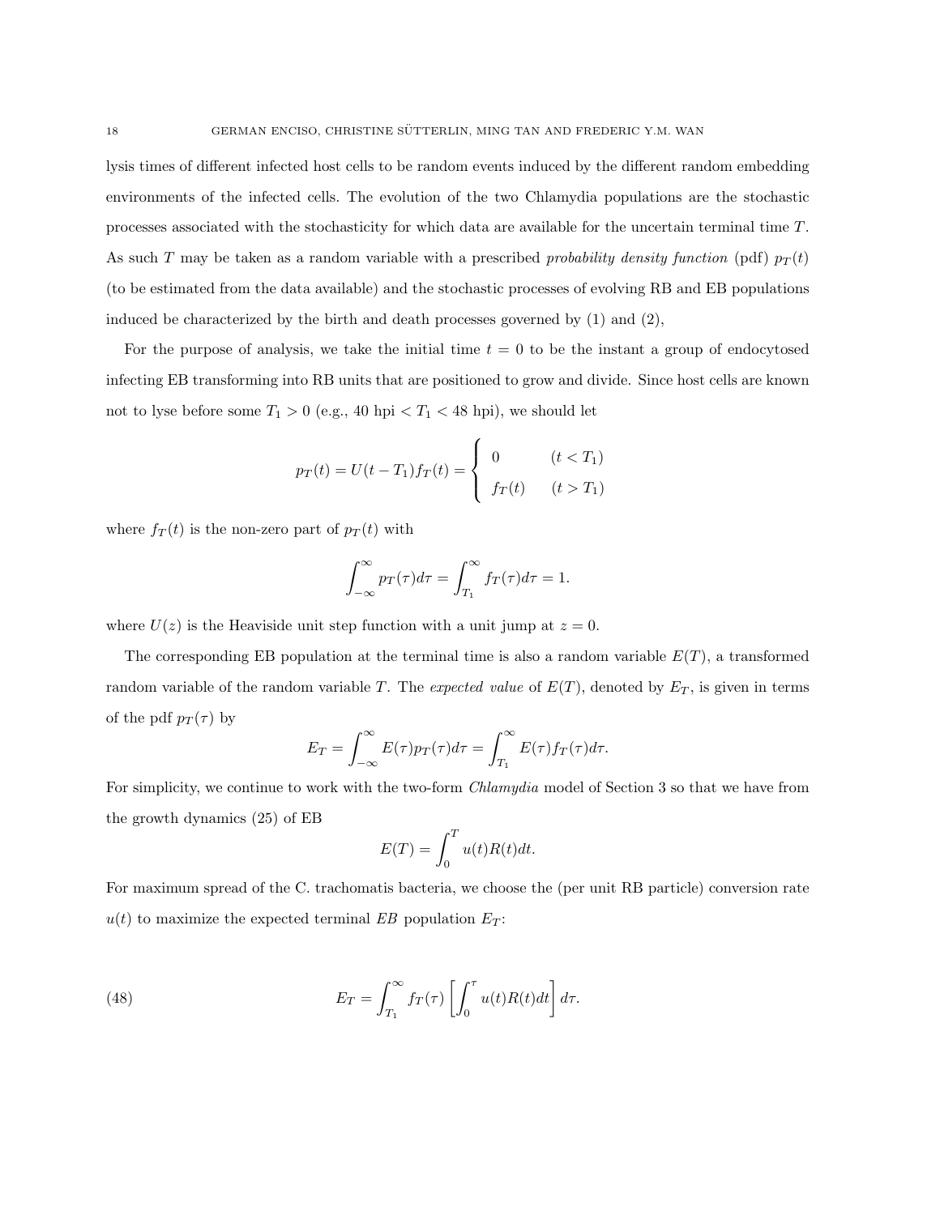lysis times of different infected host cells to be random events induced by the different random embedding environments of the infected cells. The evolution of the two Chlamydia populations are the stochastic processes associated with the stochasticity for which data are available for the uncertain terminal time $T$. As such $T$ may be taken as a random variable with a prescribed *probability density function* (pdf) $p_T(t)$ (to be estimated from the data available) and the stochastic processes of evolving RB and EB populations induced be characterized by the birth and death processes governed by (1) and (2),

For the purpose of analysis, we take the initial time $t = 0$ to be the instant a group of endocytosed infecting EB transforming into RB units that are positioned to grow and divide. Since host cells are known not to lyse before some $T_1 > 0$ (e.g., 40 hpi $< T_1 <$ 48 hpi), we should let

$$p_T(t) = U(t - T_1) f_T(t) = \begin{cases} 0 & (t < T_1) \\ f_T(t) & (t > T_1) \end{cases}$$

where $f_T(t)$ is the non-zero part of $p_T(t)$ with

$$\int_{-\infty}^{\infty} p_T(\tau) d\tau = \int_{T_1}^{\infty} f_T(\tau) d\tau = 1.$$

where $U(z)$ is the Heaviside unit step function with a unit jump at $z = 0$.

The corresponding EB population at the terminal time is also a random variable $E(T)$, a transformed random variable of the random variable $T$. The *expected value* of $E(T)$, denoted by $E_T$, is given in terms of the pdf $p_T(\tau)$ by

$$E_T = \int_{-\infty}^{\infty} E(\tau) p_T(\tau) d\tau = \int_{T_1}^{\infty} E(\tau) f_T(\tau) d\tau.$$

For simplicity, we continue to work with the two-form *Chlamydia* model of Section 3 so that we have from the growth dynamics (25) of EB

$$E(T) = \int_0^T u(t) R(t) dt.$$

For maximum spread of the C. trachomatis bacteria, we choose the (per unit RB particle) conversion rate $u(t)$ to maximize the expected terminal *EB* population $E_T$:

$$E_T = \int_{T_1}^{\infty} f_T(\tau) \left[ \int_0^{\tau} u(t) R(t) dt \right] d\tau. \tag{48}$$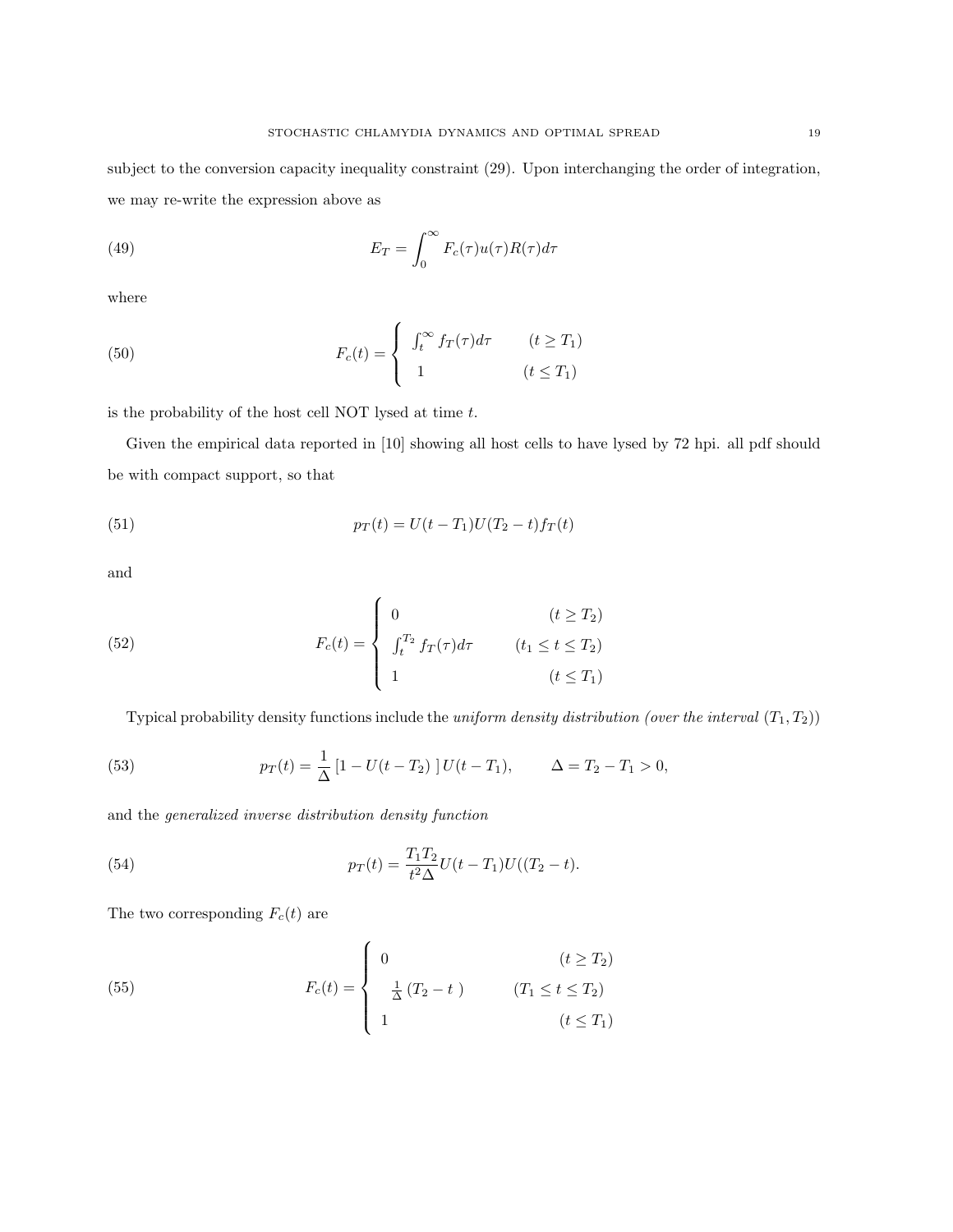subject to the conversion capacity inequality constraint (29). Upon interchanging the order of integration, we may re-write the expression above as

$$E_T = \int_0^\infty F_c(\tau) u(\tau) R(\tau) d\tau \tag{49}$$

where

$$F_c(t) = \begin{cases} \int_t^\infty f_T(\tau) d\tau & (t \geq T_1) \\ 1 & (t \leq T_1) \end{cases} \tag{50}$$

is the probability of the host cell NOT lysed at time $t$.

Given the empirical data reported in [10] showing all host cells to have lysed by 72 hpi. all pdf should be with compact support, so that

$$p_T(t) = U(t - T_1) U(T_2 - t) f_T(t) \tag{51}$$

and

$$F_c(t) = \begin{cases} 0 & (t \geq T_2) \\ \int_t^{T_2} f_T(\tau) d\tau & (t_1 \leq t \leq T_2) \\ 1 & (t \leq T_1) \end{cases} \tag{52}$$

Typical probability density functions include the *uniform density distribution (over the interval* $(T_1, T_2)$)

$$p_T(t) = \frac{1}{\Delta} \left[ 1 - U(t - T_2) \right] U(t - T_1), \qquad \Delta = T_2 - T_1 > 0, \tag{53}$$

and the *generalized inverse distribution density function*

$$p_T(t) = \frac{T_1 T_2}{t^2 \Delta} U(t - T_1) U((T_2 - t). \tag{54}$$

The two corresponding $F_c(t)$ are

$$F_c(t) = \begin{cases} 0 & (t \geq T_2) \\ \frac{1}{\Delta} \left( T_2 - t \right) & (T_1 \leq t \leq T_2) \\ 1 & (t \leq T_1) \end{cases} \tag{55}$$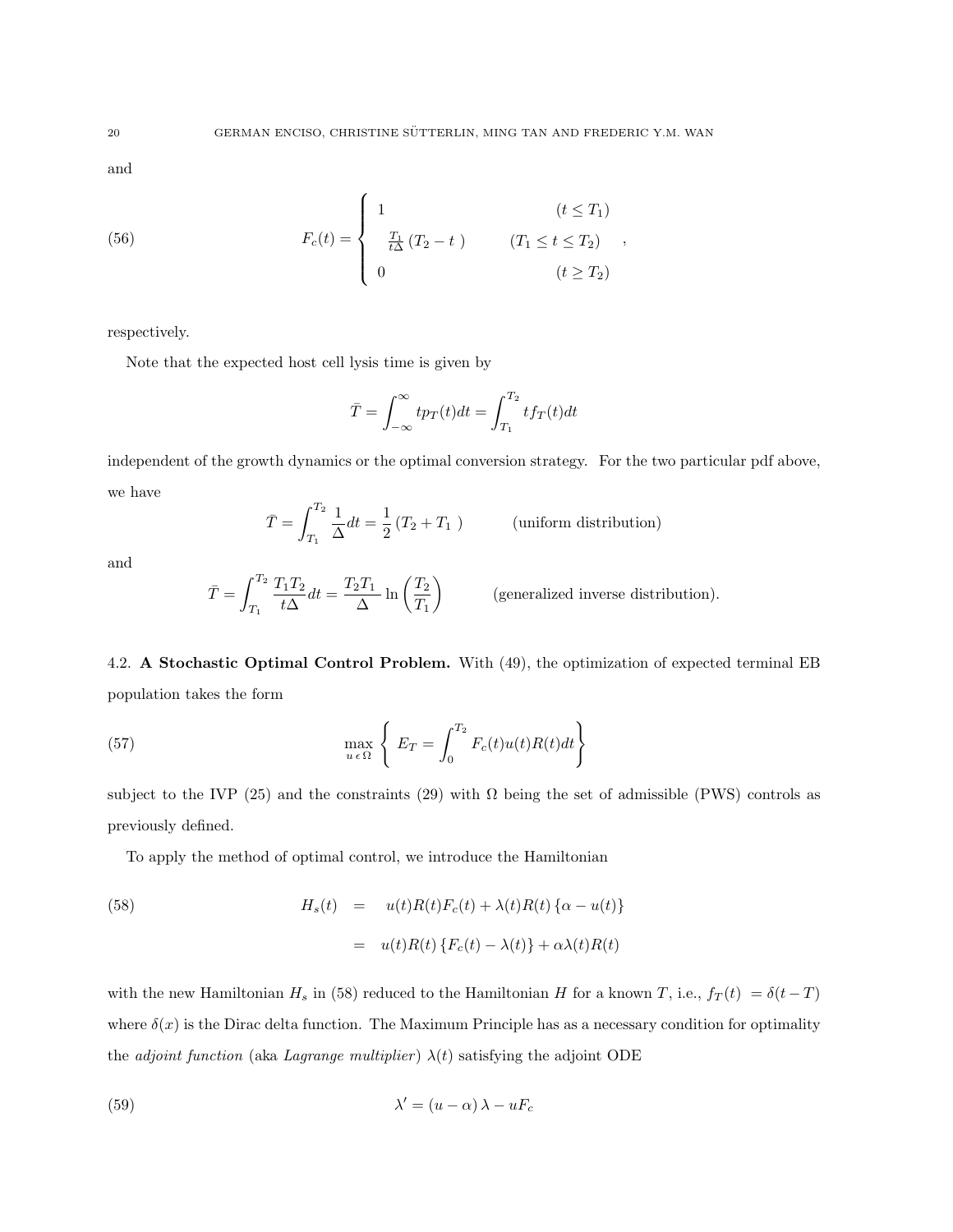and

$$
F_c(t) = \begin{cases} 1 & (t \leq T_1) \\ \frac{T_1}{t\Delta}\left(T_2 - t\ \right) & (T_1 \leq t \leq T_2) \\ 0 & (t \geq T_2) \end{cases} , \tag{56}
$$

respectively.

Note that the expected host cell lysis time is given by

$$
\bar{T} = \int_{-\infty}^{\infty} t p_T(t) dt = \int_{T_1}^{T_2} t f_T(t) dt
$$

independent of the growth dynamics or the optimal conversion strategy. For the two particular pdf above, we have

$$
\bar{T} = \int_{T_1}^{T_2} \frac{1}{\Delta} dt = \frac{1}{2}\left(T_2 + T_1\ \right) \qquad \text{(uniform distribution)}
$$

and

$$
\bar{T} = \int_{T_1}^{T_2} \frac{T_1 T_2}{t\Delta} dt = \frac{T_2 T_1}{\Delta} \ln\left(\frac{T_2}{T_1}\right) \qquad \text{(generalized inverse distribution).}
$$

4.2. **A Stochastic Optimal Control Problem.** With (49), the optimization of expected terminal EB population takes the form

$$
\max_{u \,\epsilon\, \Omega} \left\{ \ E_T = \int_0^{T_2} F_c(t) u(t) R(t) dt \right\} \tag{57}
$$

subject to the IVP (25) and the constraints (29) with $\Omega$ being the set of admissible (PWS) controls as previously defined.

To apply the method of optimal control, we introduce the Hamiltonian

$$
\begin{aligned} H_s(t) \quad &= \quad u(t)R(t)F_c(t) + \lambda(t)R(t)\left\{\alpha - u(t)\right\} \\ &= \quad u(t)R(t)\left\{F_c(t) - \lambda(t)\right\} + \alpha\lambda(t)R(t) \end{aligned} \tag{58}
$$

with the new Hamiltonian $H_s$ in (58) reduced to the Hamiltonian $H$ for a known $T$, i.e., $f_T(t) = \delta(t - T)$ where $\delta(x)$ is the Dirac delta function. The Maximum Principle has as a necessary condition for optimality the *adjoint function* (aka *Lagrange multiplier*) $\lambda(t)$ satisfying the adjoint ODE

$$
\lambda' = (u - \alpha)\,\lambda - uF_c \tag{59}
$$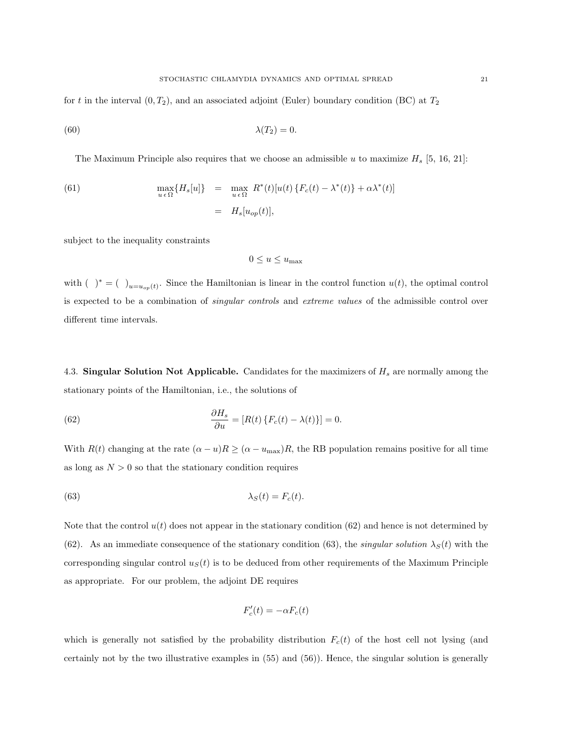for $t$ in the interval $(0, T_2)$, and an associated adjoint (Euler) boundary condition (BC) at $T_2$

$$\lambda(T_2) = 0. \tag{60}$$

The Maximum Principle also requires that we choose an admissible $u$ to maximize $H_s$ [5, 16, 21]:

$$\begin{aligned} \max_{u \,\epsilon\, \Omega}\{H_s[u]\} &= \max_{u \,\epsilon\, \Omega} R^*(t)[u(t)\{F_c(t) - \lambda^*(t)\} + \alpha\lambda^*(t)] \\ &= H_s[u_{op}(t)], \end{aligned} \tag{61}$$

subject to the inequality constraints

$$0 \leq u \leq u_{\max}$$

with $(\ )^* = (\ )_{u=u_{op}(t)}$. Since the Hamiltonian is linear in the control function $u(t)$, the optimal control is expected to be a combination of *singular controls* and *extreme values* of the admissible control over different time intervals.

4.3. **Singular Solution Not Applicable.** Candidates for the maximizers of $H_s$ are normally among the stationary points of the Hamiltonian, i.e., the solutions of

$$\frac{\partial H_s}{\partial u} = [R(t)\{F_c(t) - \lambda(t)\}] = 0. \tag{62}$$

With $R(t)$ changing at the rate $(\alpha - u)R \geq (\alpha - u_{\max})R$, the RB population remains positive for all time as long as $N > 0$ so that the stationary condition requires

$$\lambda_S(t) = F_c(t). \tag{63}$$

Note that the control $u(t)$ does not appear in the stationary condition (62) and hence is not determined by (62). As an immediate consequence of the stationary condition (63), the *singular solution* $\lambda_S(t)$ with the corresponding singular control $u_S(t)$ is to be deduced from other requirements of the Maximum Principle as appropriate. For our problem, the adjoint DE requires

$$F_c'(t) = -\alpha F_c(t)$$

which is generally not satisfied by the probability distribution $F_c(t)$ of the host cell not lysing (and certainly not by the two illustrative examples in (55) and (56)). Hence, the singular solution is generally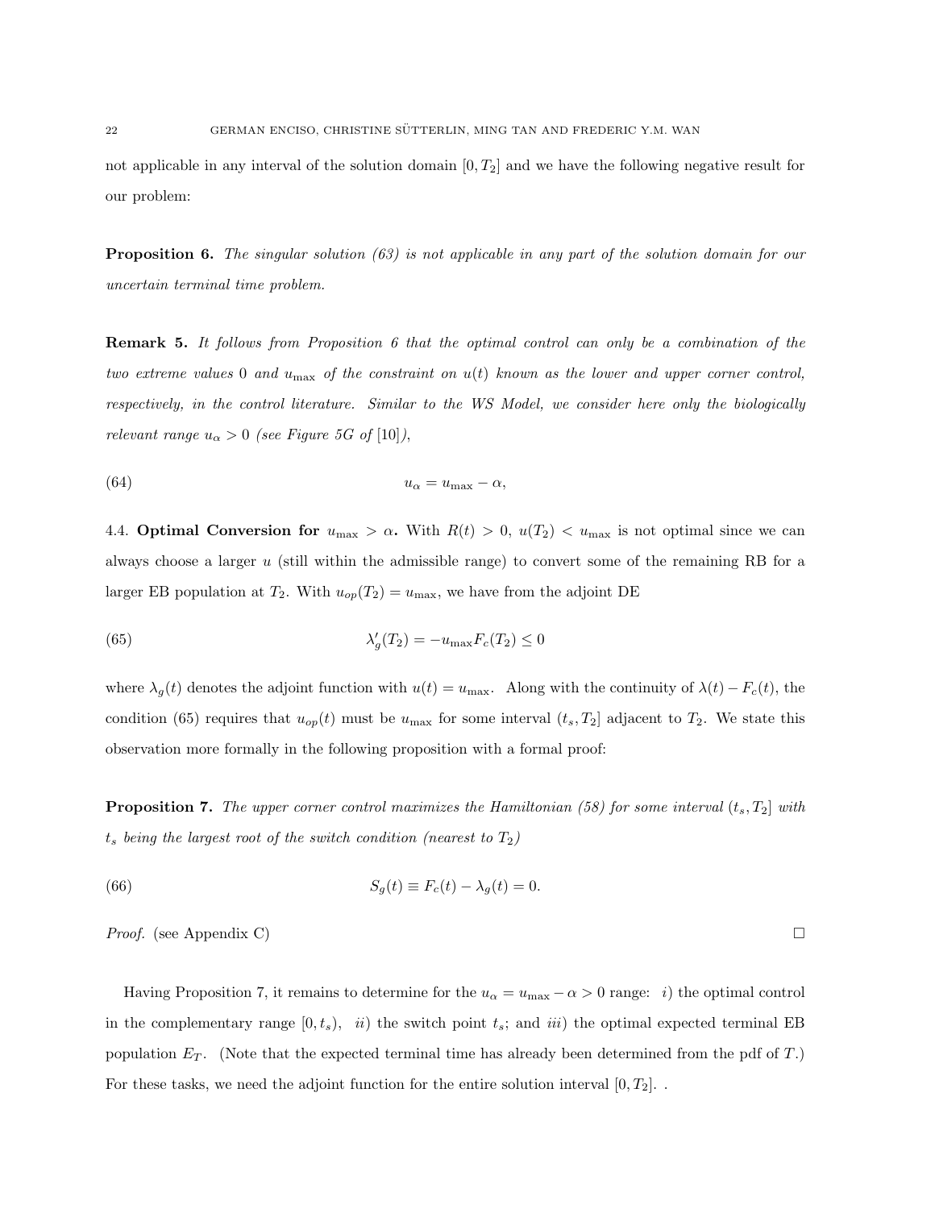not applicable in any interval of the solution domain $[0, T_2]$ and we have the following negative result for our problem:

**Proposition 6.** *The singular solution (63) is not applicable in any part of the solution domain for our uncertain terminal time problem.*

**Remark 5.** *It follows from Proposition 6 that the optimal control can only be a combination of the two extreme values 0 and $u_{\max}$ of the constraint on $u(t)$ known as the lower and upper corner control, respectively, in the control literature. Similar to the WS Model, we consider here only the biologically relevant range $u_\alpha > 0$ (see Figure 5G of* [10]*),*

$$u_\alpha = u_{\max} - \alpha, \tag{64}$$

4.4. **Optimal Conversion for $u_{\max} > \alpha$.** With $R(t) > 0$, $u(T_2) < u_{\max}$ is not optimal since we can always choose a larger $u$ (still within the admissible range) to convert some of the remaining RB for a larger EB population at $T_2$. With $u_{op}(T_2) = u_{\max}$, we have from the adjoint DE

$$\lambda_g'(T_2) = -u_{\max} F_c(T_2) \leq 0 \tag{65}$$

where $\lambda_g(t)$ denotes the adjoint function with $u(t) = u_{\max}$. Along with the continuity of $\lambda(t) - F_c(t)$, the condition (65) requires that $u_{op}(t)$ must be $u_{\max}$ for some interval $(t_s, T_2]$ adjacent to $T_2$. We state this observation more formally in the following proposition with a formal proof:

**Proposition 7.** *The upper corner control maximizes the Hamiltonian (58) for some interval $(t_s, T_2]$ with $t_s$ being the largest root of the switch condition (nearest to $T_2$)*

$$S_g(t) \equiv F_c(t) - \lambda_g(t) = 0. \tag{66}$$

*Proof.* (see Appendix C) □

Having Proposition 7, it remains to determine for the $u_\alpha = u_{\max} - \alpha > 0$ range: *i)* the optimal control in the complementary range $[0, t_s)$, *ii)* the switch point $t_s$; and *iii)* the optimal expected terminal EB population $E_T$. (Note that the expected terminal time has already been determined from the pdf of $T$.) For these tasks, we need the adjoint function for the entire solution interval $[0, T_2]$. .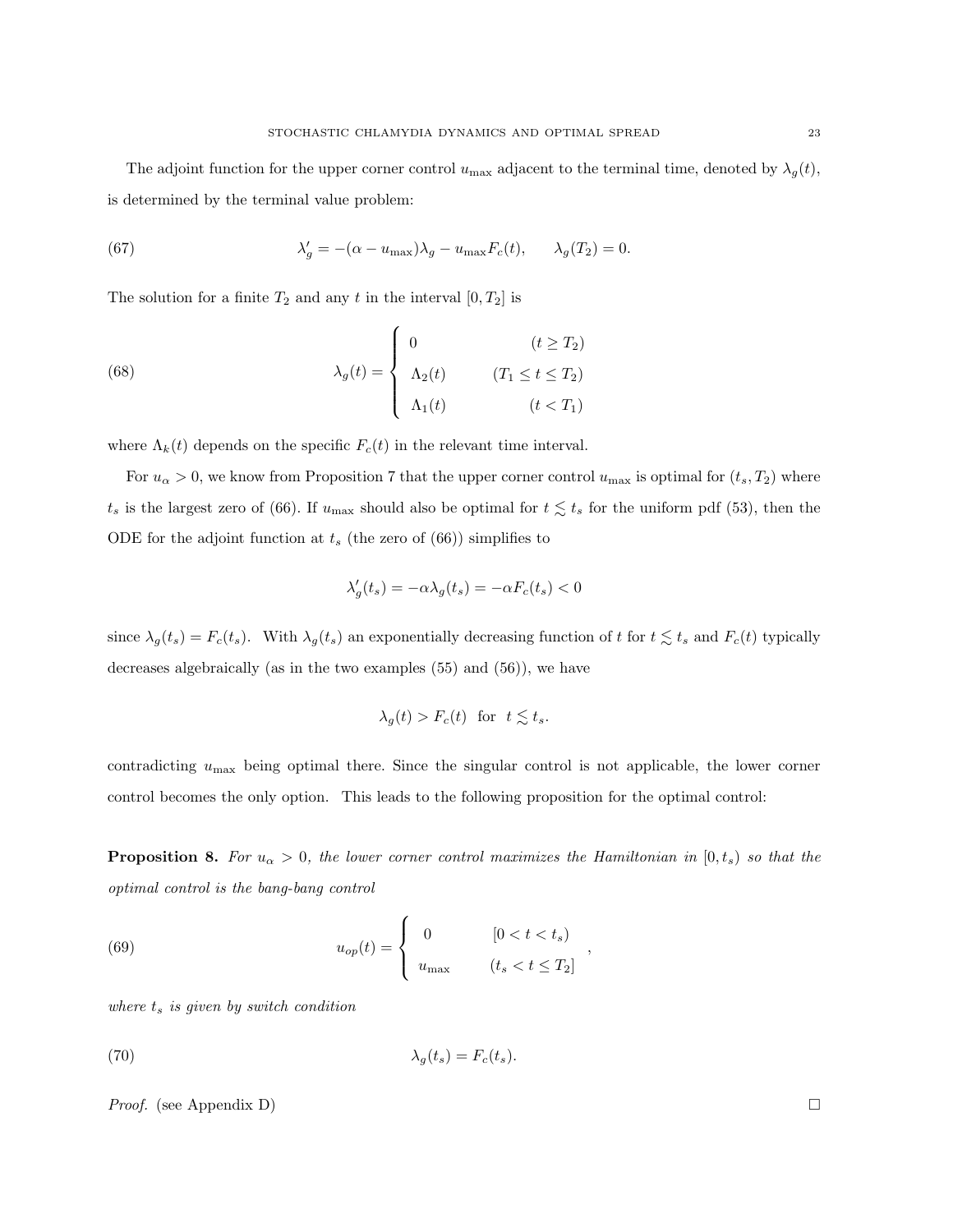The adjoint function for the upper corner control $u_{\max}$ adjacent to the terminal time, denoted by $\lambda_g(t)$, is determined by the terminal value problem:

$$\lambda_g' = -(\alpha - u_{\max})\lambda_g - u_{\max} F_c(t), \qquad \lambda_g(T_2) = 0. \tag{67}$$

The solution for a finite $T_2$ and any $t$ in the interval $[0, T_2]$ is

$$\lambda_g(t) = \begin{cases} 0 & (t \geq T_2) \\ \Lambda_2(t) & (T_1 \leq t \leq T_2) \\ \Lambda_1(t) & (t < T_1) \end{cases} \tag{68}$$

where $\Lambda_k(t)$ depends on the specific $F_c(t)$ in the relevant time interval.

For $u_\alpha > 0$, we know from Proposition 7 that the upper corner control $u_{\max}$ is optimal for $(t_s, T_2)$ where $t_s$ is the largest zero of (66). If $u_{\max}$ should also be optimal for $t \lesssim t_s$ for the uniform pdf (53), then the ODE for the adjoint function at $t_s$ (the zero of (66)) simplifies to

$$\lambda_g'(t_s) = -\alpha \lambda_g(t_s) = -\alpha F_c(t_s) < 0$$

since $\lambda_g(t_s) = F_c(t_s)$. With $\lambda_g(t_s)$ an exponentially decreasing function of $t$ for $t \lesssim t_s$ and $F_c(t)$ typically decreases algebraically (as in the two examples (55) and (56)), we have

$$\lambda_g(t) > F_c(t) \ \text{ for } \ t \lesssim t_s.$$

contradicting $u_{\max}$ being optimal there. Since the singular control is not applicable, the lower corner control becomes the only option. This leads to the following proposition for the optimal control:

**Proposition 8.** *For $u_\alpha > 0$, the lower corner control maximizes the Hamiltonian in $[0, t_s)$ so that the optimal control is the bang-bang control*

$$u_{op}(t) = \begin{cases} 0 & [0 < t < t_s) \\ u_{\max} & (t_s < t \leq T_2] \end{cases}, \tag{69}$$

*where $t_s$ is given by switch condition*

$$\lambda_g(t_s) = F_c(t_s). \tag{70}$$

*Proof.* (see Appendix D) □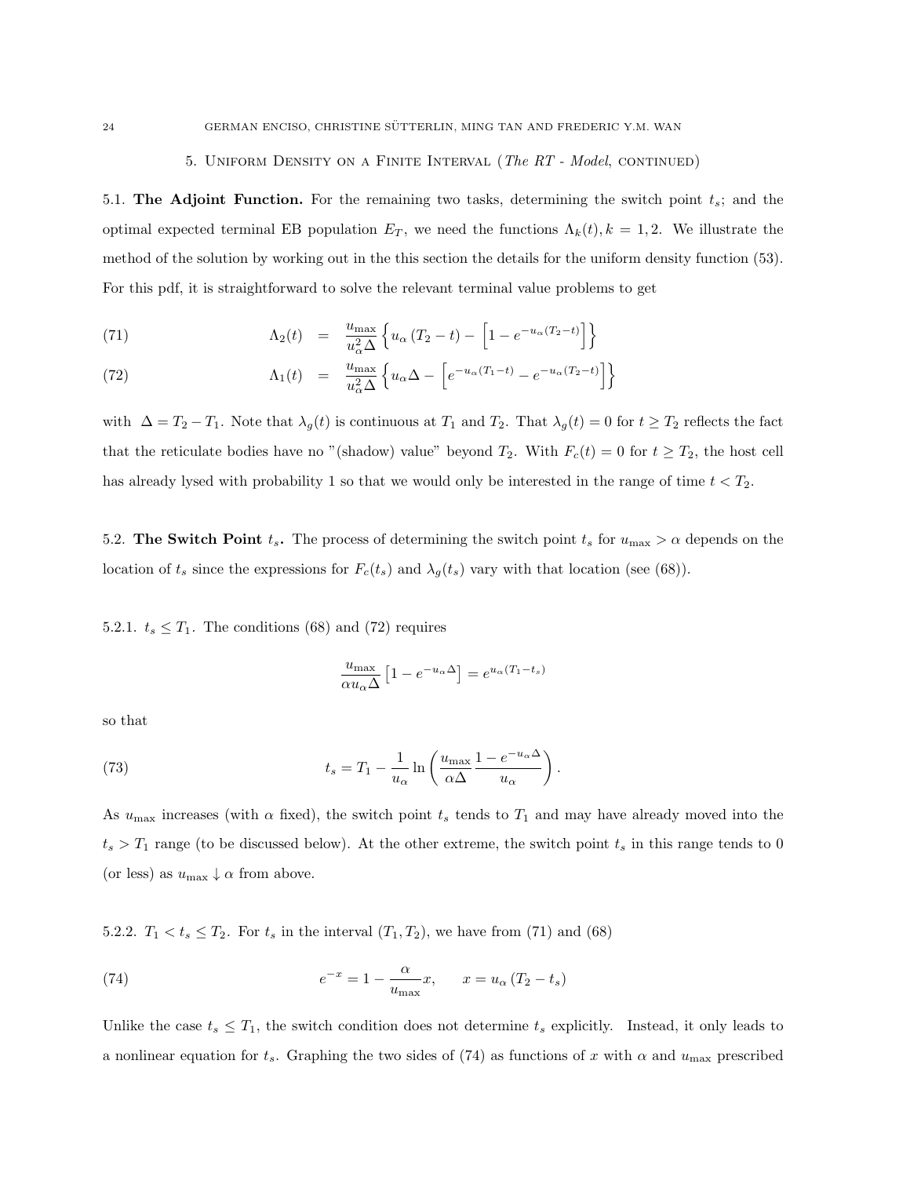## 5. Uniform Density on a Finite Interval (*The RT - Model*, continued)

5.1. **The Adjoint Function.** For the remaining two tasks, determining the switch point $t_s$; and the optimal expected terminal EB population $E_T$, we need the functions $\Lambda_k(t), k = 1, 2$. We illustrate the method of the solution by working out in the this section the details for the uniform density function (53). For this pdf, it is straightforward to solve the relevant terminal value problems to get

$$\Lambda_2(t) = \frac{u_{\max}}{u_\alpha^2 \Delta} \left\{ u_\alpha (T_2 - t) - \left[ 1 - e^{-u_\alpha (T_2 - t)} \right] \right\} \tag{71}$$

$$\Lambda_1(t) = \frac{u_{\max}}{u_\alpha^2 \Delta} \left\{ u_\alpha \Delta - \left[ e^{-u_\alpha (T_1 - t)} - e^{-u_\alpha (T_2 - t)} \right] \right\} \tag{72}$$

with $\Delta = T_2 - T_1$. Note that $\lambda_g(t)$ is continuous at $T_1$ and $T_2$. That $\lambda_g(t) = 0$ for $t \geq T_2$ reflects the fact that the reticulate bodies have no "(shadow) value" beyond $T_2$. With $F_c(t) = 0$ for $t \geq T_2$, the host cell has already lysed with probability 1 so that we would only be interested in the range of time $t < T_2$.

5.2. **The Switch Point $t_s$.** The process of determining the switch point $t_s$ for $u_{\max} > \alpha$ depends on the location of $t_s$ since the expressions for $F_c(t_s)$ and $\lambda_g(t_s)$ vary with that location (see (68)).

5.2.1. $t_s \leq T_1$. The conditions (68) and (72) requires

$$\frac{u_{\max}}{\alpha u_\alpha \Delta} \left[ 1 - e^{-u_\alpha \Delta} \right] = e^{u_\alpha (T_1 - t_s)}$$

so that

$$t_s = T_1 - \frac{1}{u_\alpha} \ln \left( \frac{u_{\max}}{\alpha \Delta} \frac{1 - e^{-u_\alpha \Delta}}{u_\alpha} \right). \tag{73}$$

As $u_{\max}$ increases (with $\alpha$ fixed), the switch point $t_s$ tends to $T_1$ and may have already moved into the $t_s > T_1$ range (to be discussed below). At the other extreme, the switch point $t_s$ in this range tends to 0 (or less) as $u_{\max} \downarrow \alpha$ from above.

5.2.2. $T_1 < t_s \leq T_2$. For $t_s$ in the interval $(T_1, T_2)$, we have from (71) and (68)

$$e^{-x} = 1 - \frac{\alpha}{u_{\max}} x, \qquad x = u_\alpha (T_2 - t_s) \tag{74}$$

Unlike the case $t_s \leq T_1$, the switch condition does not determine $t_s$ explicitly. Instead, it only leads to a nonlinear equation for $t_s$. Graphing the two sides of (74) as functions of $x$ with $\alpha$ and $u_{\max}$ prescribed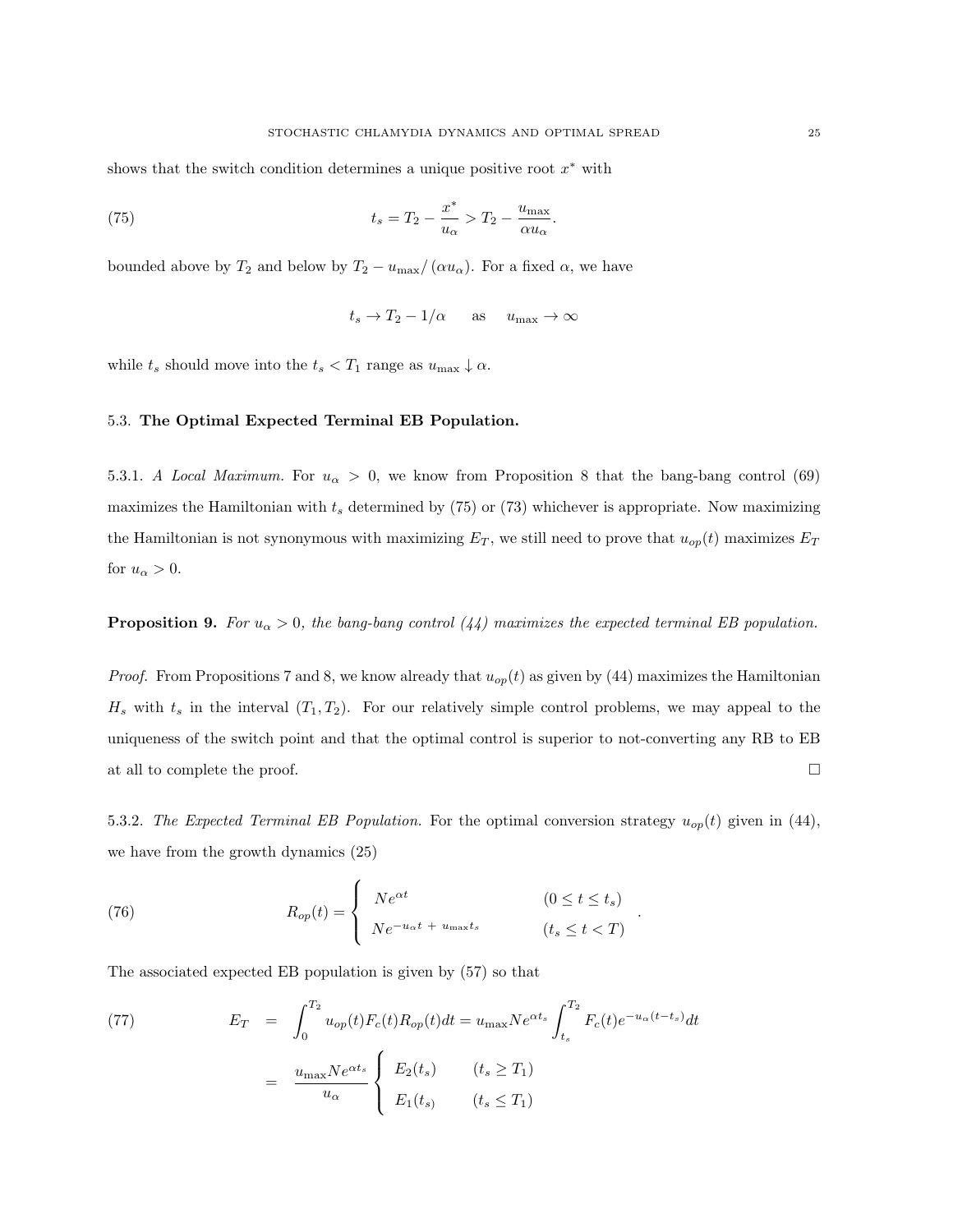shows that the switch condition determines a unique positive root $x^*$ with

$$t_s = T_2 - \frac{x^*}{u_\alpha} > T_2 - \frac{u_{\max}}{\alpha u_\alpha}. \tag{75}$$

bounded above by $T_2$ and below by $T_2 - u_{\max}/(\alpha u_\alpha)$. For a fixed $\alpha$, we have

$$t_s \to T_2 - 1/\alpha \qquad \text{as} \qquad u_{\max} \to \infty$$

while $t_s$ should move into the $t_s < T_1$ range as $u_{\max} \downarrow \alpha$.

### 5.3. The Optimal Expected Terminal EB Population.

5.3.1. *A Local Maximum.* For $u_\alpha > 0$, we know from Proposition 8 that the bang-bang control (69) maximizes the Hamiltonian with $t_s$ determined by (75) or (73) whichever is appropriate. Now maximizing the Hamiltonian is not synonymous with maximizing $E_T$, we still need to prove that $u_{op}(t)$ maximizes $E_T$ for $u_\alpha > 0$.

**Proposition 9.** *For $u_\alpha > 0$, the bang-bang control (44) maximizes the expected terminal EB population.*

*Proof.* From Propositions 7 and 8, we know already that $u_{op}(t)$ as given by (44) maximizes the Hamiltonian $H_s$ with $t_s$ in the interval $(T_1, T_2)$. For our relatively simple control problems, we may appeal to the uniqueness of the switch point and that the optimal control is superior to not-converting any RB to EB at all to complete the proof. □

5.3.2. *The Expected Terminal EB Population.* For the optimal conversion strategy $u_{op}(t)$ given in (44), we have from the growth dynamics (25)

$$R_{op}(t) = \begin{cases} Ne^{\alpha t} & (0 \le t \le t_s) \\ Ne^{-u_\alpha t \, + \, u_{\max} t_s} & (t_s \le t < T) \end{cases}. \tag{76}$$

The associated expected EB population is given by (57) so that

$$\begin{aligned} E_T &= \int_0^{T_2} u_{op}(t) F_c(t) R_{op}(t) dt = u_{\max} N e^{\alpha t_s} \int_{t_s}^{T_2} F_c(t) e^{-u_\alpha (t - t_s)} dt \\ &= \frac{u_{\max} N e^{\alpha t_s}}{u_\alpha} \begin{cases} E_2(t_s) & (t_s \ge T_1) \\ E_1(t_{s)} & (t_s \le T_1) \end{cases} \end{aligned} \tag{77}$$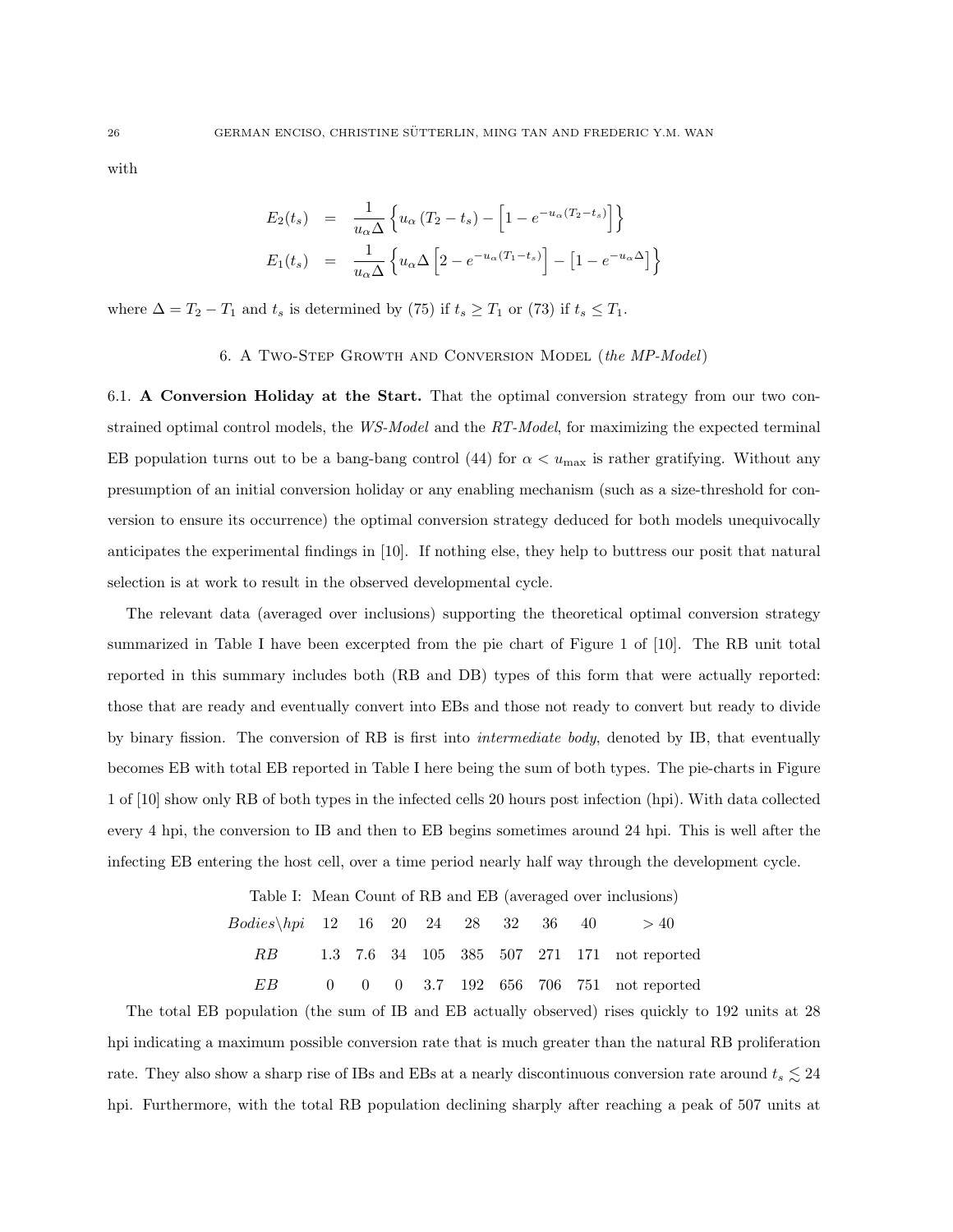with

$$
\begin{aligned}
E_2(t_s) &= \frac{1}{u_\alpha \Delta}\left\{u_\alpha\left(T_2 - t_s\right) - \left[1 - e^{-u_\alpha(T_2 - t_s)}\right]\right\} \\
E_1(t_s) &= \frac{1}{u_\alpha \Delta}\left\{u_\alpha \Delta\left[2 - e^{-u_\alpha(T_1 - t_s)}\right] - \left[1 - e^{-u_\alpha \Delta}\right]\right\}
\end{aligned}
$$

where $\Delta = T_2 - T_1$ and $t_s$ is determined by (75) if $t_s \geq T_1$ or (73) if $t_s \leq T_1$.

## 6. A Two-Step Growth and Conversion Model (*the MP-Model*)

6.1. **A Conversion Holiday at the Start.** That the optimal conversion strategy from our two constrained optimal control models, the *WS-Model* and the *RT-Model*, for maximizing the expected terminal EB population turns out to be a bang-bang control (44) for $\alpha < u_{\max}$ is rather gratifying. Without any presumption of an initial conversion holiday or any enabling mechanism (such as a size-threshold for conversion to ensure its occurrence) the optimal conversion strategy deduced for both models unequivocally anticipates the experimental findings in [10]. If nothing else, they help to buttress our posit that natural selection is at work to result in the observed developmental cycle.

The relevant data (averaged over inclusions) supporting the theoretical optimal conversion strategy summarized in Table I have been excerpted from the pie chart of Figure 1 of [10]. The RB unit total reported in this summary includes both (RB and DB) types of this form that were actually reported: those that are ready and eventually convert into EBs and those not ready to convert but ready to divide by binary fission. The conversion of RB is first into *intermediate body*, denoted by IB, that eventually becomes EB with total EB reported in Table I here being the sum of both types. The pie-charts in Figure 1 of [10] show only RB of both types in the infected cells 20 hours post infection (hpi). With data collected every 4 hpi, the conversion to IB and then to EB begins sometimes around 24 hpi. This is well after the infecting EB entering the host cell, over a time period nearly half way through the development cycle.

Table I: Mean Count of RB and EB (averaged over inclusions)

| *Bodies*\*hpi* | 12 | 16 | 20 | 24 | 28 | 32 | 36 | 40 | $> 40$ |
|---|---|---|---|---|---|---|---|---|---|
| *RB* | 1.3 | 7.6 | 34 | 105 | 385 | 507 | 271 | 171 | not reported |
| *EB* | 0 | 0 | 0 | 3.7 | 192 | 656 | 706 | 751 | not reported |

The total EB population (the sum of IB and EB actually observed) rises quickly to 192 units at 28 hpi indicating a maximum possible conversion rate that is much greater than the natural RB proliferation rate. They also show a sharp rise of IBs and EBs at a nearly discontinuous conversion rate around $t_s \lesssim 24$ hpi. Furthermore, with the total RB population declining sharply after reaching a peak of 507 units at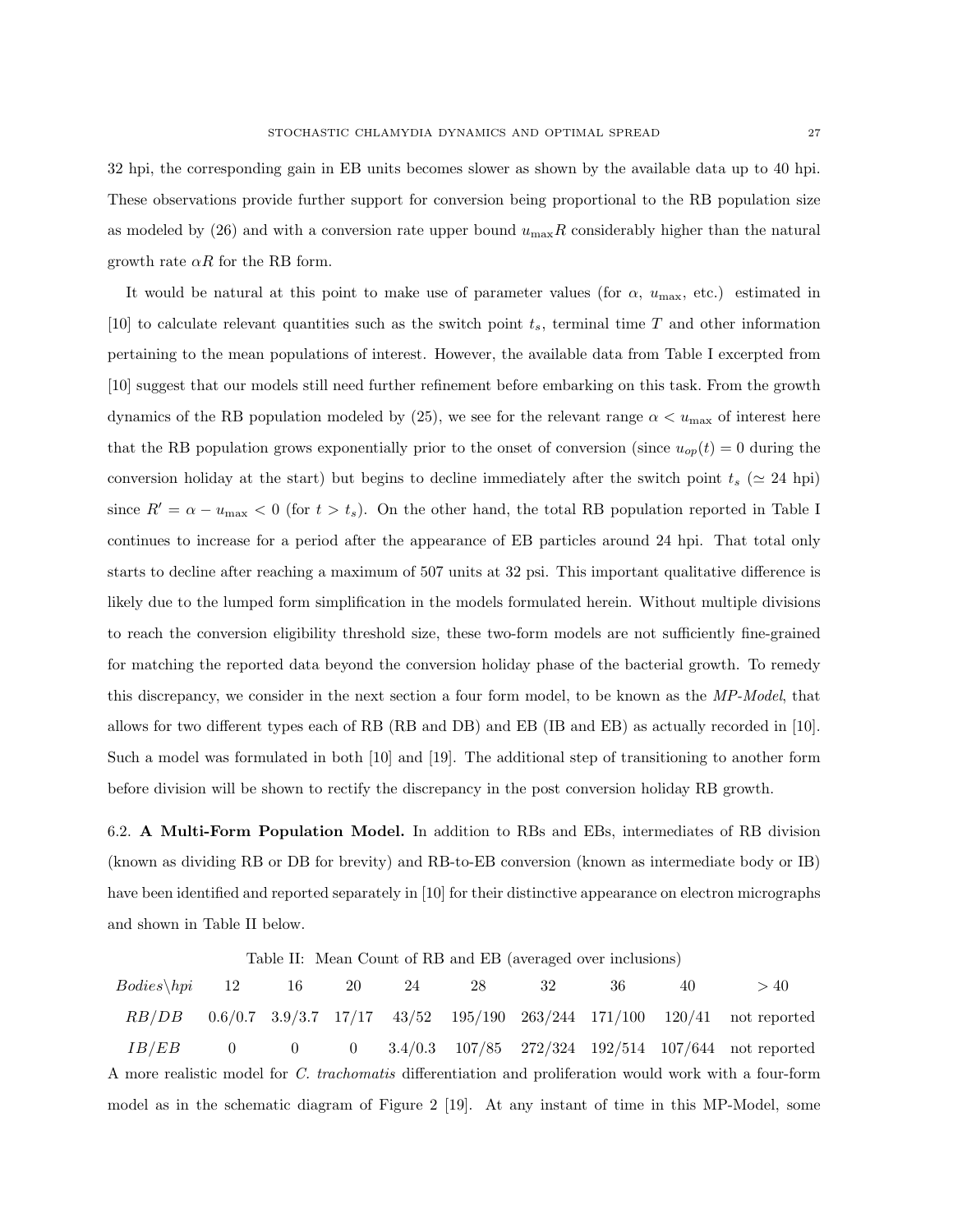32 hpi, the corresponding gain in EB units becomes slower as shown by the available data up to 40 hpi. These observations provide further support for conversion being proportional to the RB population size as modeled by (26) and with a conversion rate upper bound $u_{\max}R$ considerably higher than the natural growth rate $\alpha R$ for the RB form.

It would be natural at this point to make use of parameter values (for $\alpha$, $u_{\max}$, etc.) estimated in [10] to calculate relevant quantities such as the switch point $t_s$, terminal time $T$ and other information pertaining to the mean populations of interest. However, the available data from Table I excerpted from [10] suggest that our models still need further refinement before embarking on this task. From the growth dynamics of the RB population modeled by (25), we see for the relevant range $\alpha < u_{\max}$ of interest here that the RB population grows exponentially prior to the onset of conversion (since $u_{op}(t) = 0$ during the conversion holiday at the start) but begins to decline immediately after the switch point $t_s$ ($\simeq$ 24 hpi) since $R' = \alpha - u_{\max} < 0$ (for $t > t_s$). On the other hand, the total RB population reported in Table I continues to increase for a period after the appearance of EB particles around 24 hpi. That total only starts to decline after reaching a maximum of 507 units at 32 psi. This important qualitative difference is likely due to the lumped form simplification in the models formulated herein. Without multiple divisions to reach the conversion eligibility threshold size, these two-form models are not sufficiently fine-grained for matching the reported data beyond the conversion holiday phase of the bacterial growth. To remedy this discrepancy, we consider in the next section a four form model, to be known as the *MP-Model*, that allows for two different types each of RB (RB and DB) and EB (IB and EB) as actually recorded in [10]. Such a model was formulated in both [10] and [19]. The additional step of transitioning to another form before division will be shown to rectify the discrepancy in the post conversion holiday RB growth.

6.2. **A Multi-Form Population Model.** In addition to RBs and EBs, intermediates of RB division (known as dividing RB or DB for brevity) and RB-to-EB conversion (known as intermediate body or IB) have been identified and reported separately in [10] for their distinctive appearance on electron micrographs and shown in Table II below.

Table II: Mean Count of RB and EB (averaged over inclusions)

| $Bodies \backslash hpi$ | 12 | 16 | 20 | 24 | 28 | 32 | 36 | 40 | $> 40$ |
|---|---|---|---|---|---|---|---|---|---|
| $RB/DB$ | 0.6/0.7 | 3.9/3.7 | 17/17 | 43/52 | 195/190 | 263/244 | 171/100 | 120/41 | not reported |
| $IB/EB$ | 0 | 0 | 0 | 3.4/0.3 | 107/85 | 272/324 | 192/514 | 107/644 | not reported |

A more realistic model for *C. trachomatis* differentiation and proliferation would work with a four-form model as in the schematic diagram of Figure 2 [19]. At any instant of time in this MP-Model, some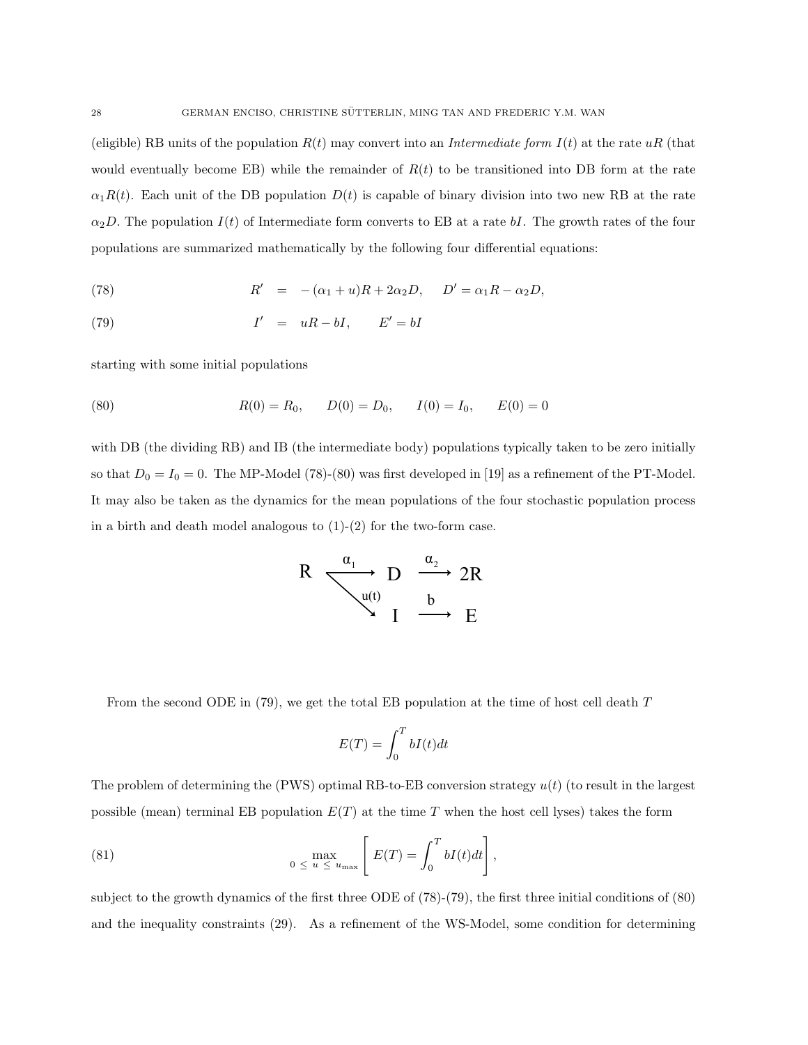(eligible) RB units of the population $R(t)$ may convert into an *Intermediate form* $I(t)$ at the rate $uR$ (that would eventually become EB) while the remainder of $R(t)$ to be transitioned into DB form at the rate $\alpha_1 R(t)$. Each unit of the DB population $D(t)$ is capable of binary division into two new RB at the rate $\alpha_2 D$. The population $I(t)$ of Intermediate form converts to EB at a rate $bI$. The growth rates of the four populations are summarized mathematically by the following four differential equations:

$$R' = -(\alpha_1 + u)R + 2\alpha_2 D, \qquad D' = \alpha_1 R - \alpha_2 D, \tag{78}$$

$$I' = uR - bI, \qquad E' = bI \tag{79}$$

starting with some initial populations

$$R(0) = R_0, \qquad D(0) = D_0, \qquad I(0) = I_0, \qquad E(0) = 0 \tag{80}$$

with DB (the dividing RB) and IB (the intermediate body) populations typically taken to be zero initially so that $D_0 = I_0 = 0$. The MP-Model (78)-(80) was first developed in [19] as a refinement of the PT-Model. It may also be taken as the dynamics for the mean populations of the four stochastic population process in a birth and death model analogous to (1)-(2) for the two-form case.

$$R \xrightarrow{\alpha_1} D \xrightarrow{\alpha_2} 2R, \qquad R \xrightarrow{u(t)} I \xrightarrow{b} E$$

From the second ODE in (79), we get the total EB population at the time of host cell death $T$

$$E(T) = \int_0^T bI(t)dt$$

The problem of determining the (PWS) optimal RB-to-EB conversion strategy $u(t)$ (to result in the largest possible (mean) terminal EB population $E(T)$ at the time $T$ when the host cell lyses) takes the form

$$\max_{0 \le u \le u_{\max}} \left[ E(T) = \int_0^T bI(t)dt \right], \tag{81}$$

subject to the growth dynamics of the first three ODE of (78)-(79), the first three initial conditions of (80) and the inequality constraints (29). As a refinement of the WS-Model, some condition for determining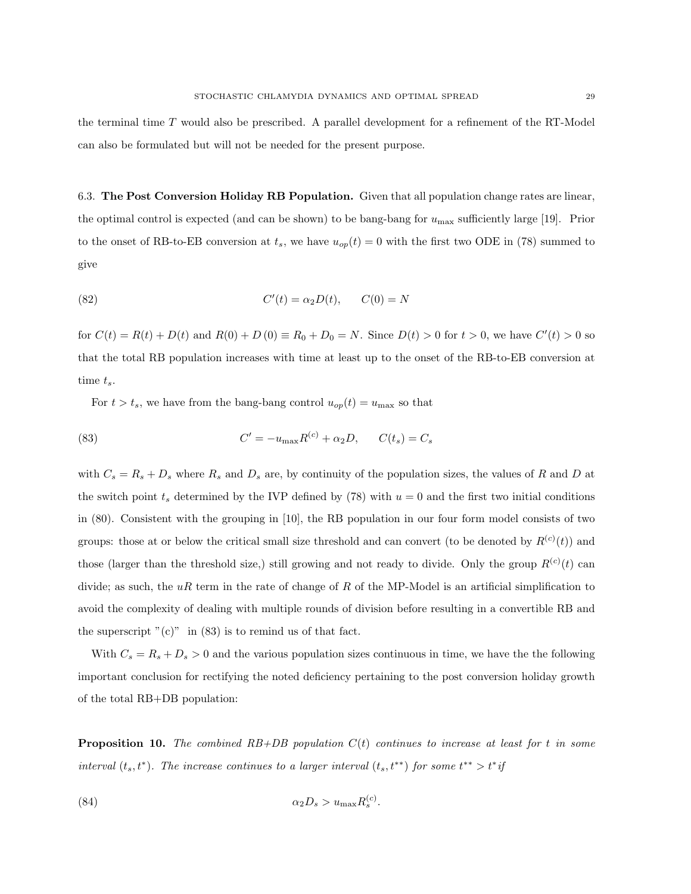the terminal time $T$ would also be prescribed. A parallel development for a refinement of the RT-Model can also be formulated but will not be needed for the present purpose.

6.3. **The Post Conversion Holiday RB Population.** Given that all population change rates are linear, the optimal control is expected (and can be shown) to be bang-bang for $u_{\max}$ sufficiently large [19]. Prior to the onset of RB-to-EB conversion at $t_s$, we have $u_{op}(t) = 0$ with the first two ODE in (78) summed to give

$$C'(t) = \alpha_2 D(t), \qquad C(0) = N \tag{82}$$

for $C(t) = R(t) + D(t)$ and $R(0) + D(0) \equiv R_0 + D_0 = N$. Since $D(t) > 0$ for $t > 0$, we have $C'(t) > 0$ so that the total RB population increases with time at least up to the onset of the RB-to-EB conversion at time $t_s$.

For $t > t_s$, we have from the bang-bang control $u_{op}(t) = u_{\max}$ so that

$$C' = -u_{\max} R^{(c)} + \alpha_2 D, \qquad C(t_s) = C_s \tag{83}$$

with $C_s = R_s + D_s$ where $R_s$ and $D_s$ are, by continuity of the population sizes, the values of $R$ and $D$ at the switch point $t_s$ determined by the IVP defined by (78) with $u = 0$ and the first two initial conditions in (80). Consistent with the grouping in [10], the RB population in our four form model consists of two groups: those at or below the critical small size threshold and can convert (to be denoted by $R^{(c)}(t)$) and those (larger than the threshold size,) still growing and not ready to divide. Only the group $R^{(c)}(t)$ can divide; as such, the $uR$ term in the rate of change of $R$ of the MP-Model is an artificial simplification to avoid the complexity of dealing with multiple rounds of division before resulting in a convertible RB and the superscript "(c)" in (83) is to remind us of that fact.

With $C_s = R_s + D_s > 0$ and the various population sizes continuous in time, we have the the following important conclusion for rectifying the noted deficiency pertaining to the post conversion holiday growth of the total RB+DB population:

**Proposition 10.** *The combined RB+DB population $C(t)$ continues to increase at least for $t$ in some interval $(t_s, t^*)$. The increase continues to a larger interval $(t_s, t^{**})$ for some $t^{**} > t^*$ if*

$$\alpha_2 D_s > u_{\max} R_s^{(c)}. \tag{84}$$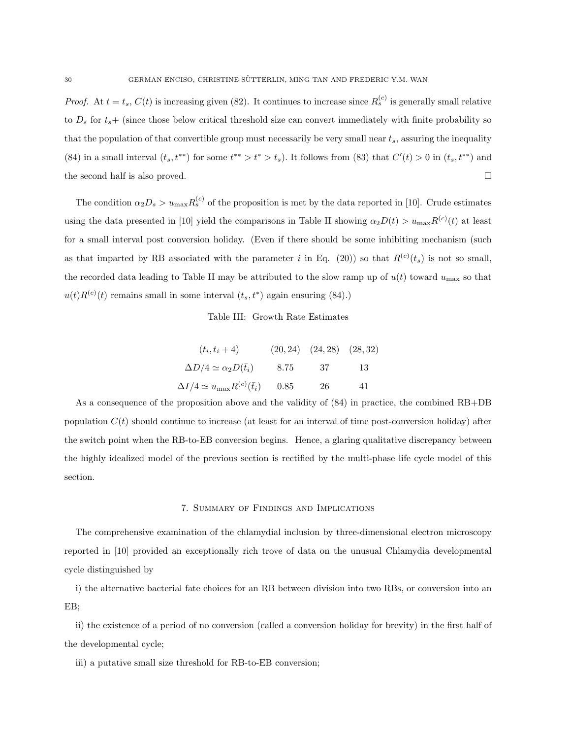*Proof.* At $t = t_s$, $C(t)$ is increasing given (82). It continues to increase since $R_s^{(c)}$ is generally small relative to $D_s$ for $t_s+$ (since those below critical threshold size can convert immediately with finite probability so that the population of that convertible group must necessarily be very small near $t_s$, assuring the inequality (84) in a small interval $(t_s, t^{**})$ for some $t^{**} > t^* > t_s$). It follows from (83) that $C'(t) > 0$ in $(t_s, t^{**})$ and the second half is also proved. □

The condition $\alpha_2 D_s > u_{\max} R_s^{(c)}$ of the proposition is met by the data reported in [10]. Crude estimates using the data presented in [10] yield the comparisons in Table II showing $\alpha_2 D(t) > u_{\max} R^{(c)}(t)$ at least for a small interval post conversion holiday. (Even if there should be some inhibiting mechanism (such as that imparted by RB associated with the parameter $i$ in Eq. (20)) so that $R^{(c)}(t_s)$ is not so small, the recorded data leading to Table II may be attributed to the slow ramp up of $u(t)$ toward $u_{\max}$ so that $u(t)R^{(c)}(t)$ remains small in some interval $(t_s, t^*)$ again ensuring (84).)

Table III: Growth Rate Estimates

| $(t_i, t_i + 4)$ | $(20, 24)$ | $(24, 28)$ | $(28, 32)$ |
|---|---|---|---|
| $\Delta D/4 \simeq \alpha_2 D(\bar{t}_i)$ | 8.75 | 37 | 13 |
| $\Delta I/4 \simeq u_{\max} R^{(c)}(\bar{t}_i)$ | 0.85 | 26 | 41 |

As a consequence of the proposition above and the validity of (84) in practice, the combined RB+DB population $C(t)$ should continue to increase (at least for an interval of time post-conversion holiday) after the switch point when the RB-to-EB conversion begins. Hence, a glaring qualitative discrepancy between the highly idealized model of the previous section is rectified by the multi-phase life cycle model of this section.

## 7. Summary of Findings and Implications

The comprehensive examination of the chlamydial inclusion by three-dimensional electron microscopy reported in [10] provided an exceptionally rich trove of data on the unusual Chlamydia developmental cycle distinguished by

i) the alternative bacterial fate choices for an RB between division into two RBs, or conversion into an EB;

ii) the existence of a period of no conversion (called a conversion holiday for brevity) in the first half of the developmental cycle;

iii) a putative small size threshold for RB-to-EB conversion;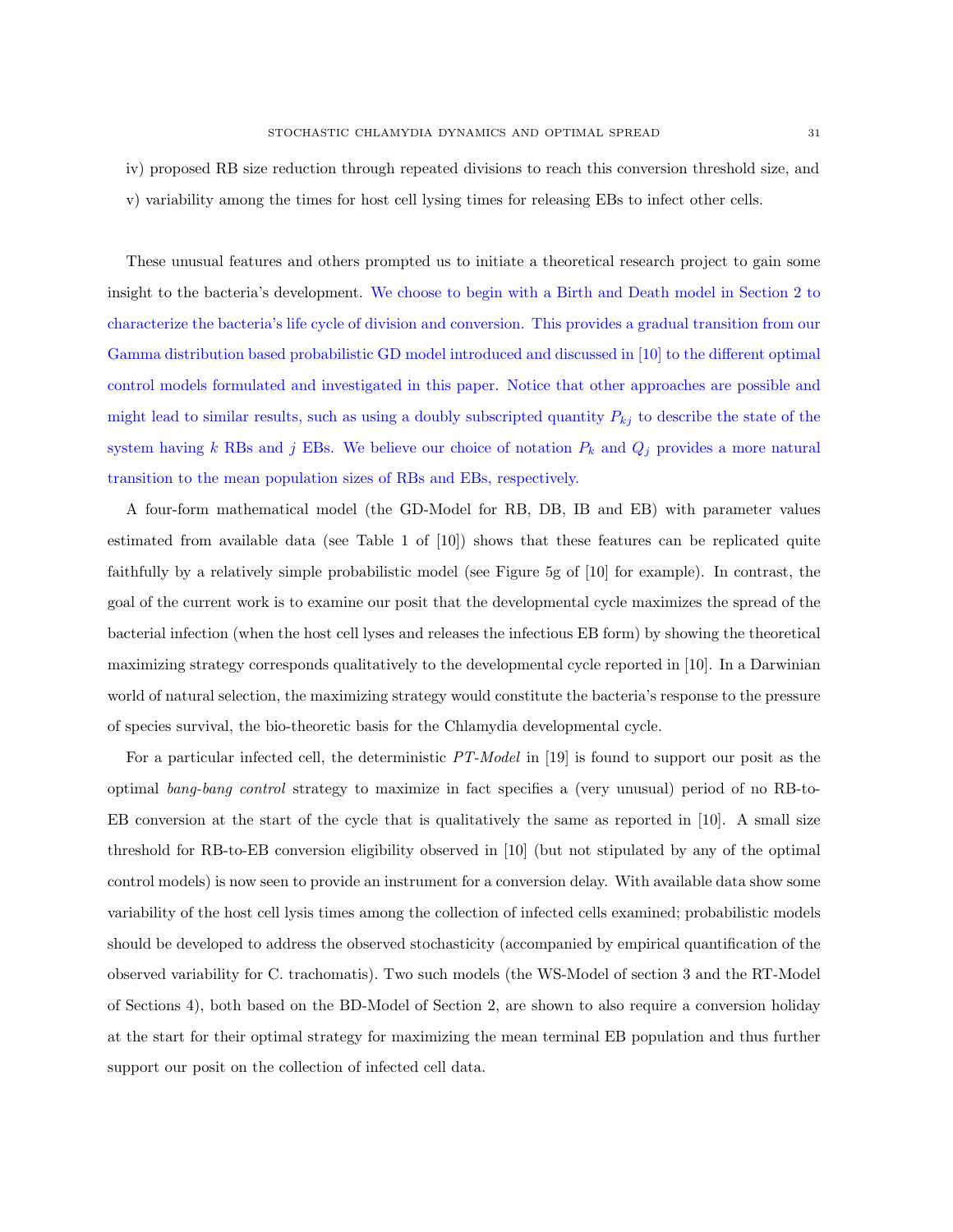iv) proposed RB size reduction through repeated divisions to reach this conversion threshold size, and

v) variability among the times for host cell lysing times for releasing EBs to infect other cells.

These unusual features and others prompted us to initiate a theoretical research project to gain some insight to the bacteria's development. We choose to begin with a Birth and Death model in Section 2 to characterize the bacteria's life cycle of division and conversion. This provides a gradual transition from our Gamma distribution based probabilistic GD model introduced and discussed in [10] to the different optimal control models formulated and investigated in this paper. Notice that other approaches are possible and might lead to similar results, such as using a doubly subscripted quantity $P_{kj}$ to describe the state of the system having $k$ RBs and $j$ EBs. We believe our choice of notation $P_k$ and $Q_j$ provides a more natural transition to the mean population sizes of RBs and EBs, respectively.

A four-form mathematical model (the GD-Model for RB, DB, IB and EB) with parameter values estimated from available data (see Table 1 of [10]) shows that these features can be replicated quite faithfully by a relatively simple probabilistic model (see Figure 5g of [10] for example). In contrast, the goal of the current work is to examine our posit that the developmental cycle maximizes the spread of the bacterial infection (when the host cell lyses and releases the infectious EB form) by showing the theoretical maximizing strategy corresponds qualitatively to the developmental cycle reported in [10]. In a Darwinian world of natural selection, the maximizing strategy would constitute the bacteria's response to the pressure of species survival, the bio-theoretic basis for the Chlamydia developmental cycle.

For a particular infected cell, the deterministic *PT-Model* in [19] is found to support our posit as the optimal *bang-bang control* strategy to maximize in fact specifies a (very unusual) period of no RB-to-EB conversion at the start of the cycle that is qualitatively the same as reported in [10]. A small size threshold for RB-to-EB conversion eligibility observed in [10] (but not stipulated by any of the optimal control models) is now seen to provide an instrument for a conversion delay. With available data show some variability of the host cell lysis times among the collection of infected cells examined; probabilistic models should be developed to address the observed stochasticity (accompanied by empirical quantification of the observed variability for C. trachomatis). Two such models (the WS-Model of section 3 and the RT-Model of Sections 4), both based on the BD-Model of Section 2, are shown to also require a conversion holiday at the start for their optimal strategy for maximizing the mean terminal EB population and thus further support our posit on the collection of infected cell data.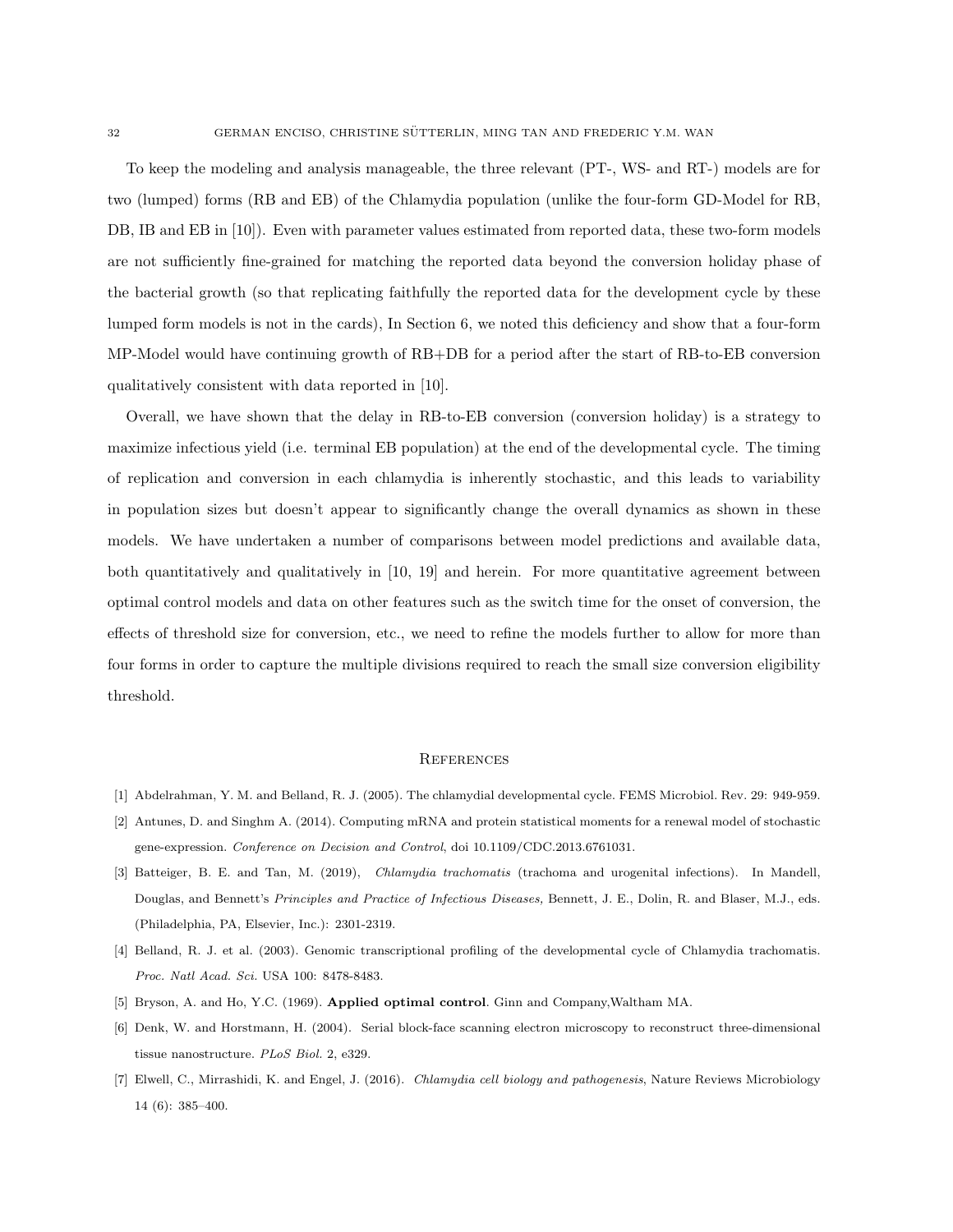To keep the modeling and analysis manageable, the three relevant (PT-, WS- and RT-) models are for two (lumped) forms (RB and EB) of the Chlamydia population (unlike the four-form GD-Model for RB, DB, IB and EB in [10]). Even with parameter values estimated from reported data, these two-form models are not sufficiently fine-grained for matching the reported data beyond the conversion holiday phase of the bacterial growth (so that replicating faithfully the reported data for the development cycle by these lumped form models is not in the cards), In Section 6, we noted this deficiency and show that a four-form MP-Model would have continuing growth of RB+DB for a period after the start of RB-to-EB conversion qualitatively consistent with data reported in [10].

Overall, we have shown that the delay in RB-to-EB conversion (conversion holiday) is a strategy to maximize infectious yield (i.e. terminal EB population) at the end of the developmental cycle. The timing of replication and conversion in each chlamydia is inherently stochastic, and this leads to variability in population sizes but doesn't appear to significantly change the overall dynamics as shown in these models. We have undertaken a number of comparisons between model predictions and available data, both quantitatively and qualitatively in [10, 19] and herein. For more quantitative agreement between optimal control models and data on other features such as the switch time for the onset of conversion, the effects of threshold size for conversion, etc., we need to refine the models further to allow for more than four forms in order to capture the multiple divisions required to reach the small size conversion eligibility threshold.

## References

[1] Abdelrahman, Y. M. and Belland, R. J. (2005). The chlamydial developmental cycle. FEMS Microbiol. Rev. 29: 949-959.

[2] Antunes, D. and Singhm A. (2014). Computing mRNA and protein statistical moments for a renewal model of stochastic gene-expression. *Conference on Decision and Control*, doi 10.1109/CDC.2013.6761031.

[3] Batteiger, B. E. and Tan, M. (2019), *Chlamydia trachomatis* (trachoma and urogenital infections). In Mandell, Douglas, and Bennett's *Principles and Practice of Infectious Diseases,* Bennett, J. E., Dolin, R. and Blaser, M.J., eds. (Philadelphia, PA, Elsevier, Inc.): 2301-2319.

[4] Belland, R. J. et al. (2003). Genomic transcriptional profiling of the developmental cycle of Chlamydia trachomatis. *Proc. Natl Acad. Sci.* USA 100: 8478-8483.

[5] Bryson, A. and Ho, Y.C. (1969). **Applied optimal control**. Ginn and Company,Waltham MA.

[6] Denk, W. and Horstmann, H. (2004). Serial block-face scanning electron microscopy to reconstruct three-dimensional tissue nanostructure. *PLoS Biol.* 2, e329.

[7] Elwell, C., Mirrashidi, K. and Engel, J. (2016). *Chlamydia cell biology and pathogenesis*, Nature Reviews Microbiology 14 (6): 385–400.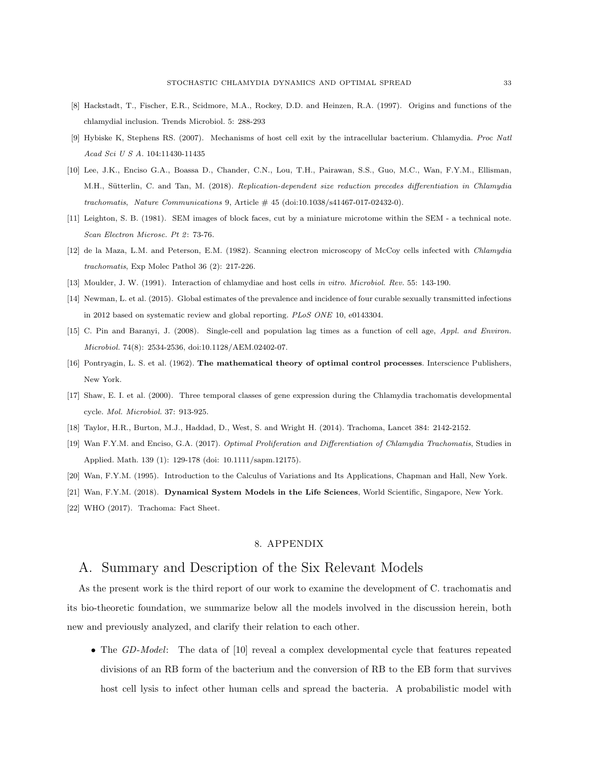[8] Hackstadt, T., Fischer, E.R., Scidmore, M.A., Rockey, D.D. and Heinzen, R.A. (1997). Origins and functions of the chlamydial inclusion. Trends Microbiol. 5: 288-293

[9] Hybiske K, Stephens RS. (2007). Mechanisms of host cell exit by the intracellular bacterium. Chlamydia. *Proc Natl Acad Sci U S A*. 104:11430-11435

[10] Lee, J.K., Enciso G.A., Boassa D., Chander, C.N., Lou, T.H., Pairawan, S.S., Guo, M.C., Wan, F.Y.M., Ellisman, M.H., Sütterlin, C. and Tan, M. (2018). *Replication-dependent size reduction precedes differentiation in Chlamydia trachomatis*, *Nature Communications* 9, Article # 45 (doi:10.1038/s41467-017-02432-0).

[11] Leighton, S. B. (1981). SEM images of block faces, cut by a miniature microtome within the SEM - a technical note. *Scan Electron Microsc. Pt 2*: 73-76.

[12] de la Maza, L.M. and Peterson, E.M. (1982). Scanning electron microscopy of McCoy cells infected with *Chlamydia trachomatis*, Exp Molec Pathol 36 (2): 217-226.

[13] Moulder, J. W. (1991). Interaction of chlamydiae and host cells *in vitro*. *Microbiol. Rev.* 55: 143-190.

[14] Newman, L. et al. (2015). Global estimates of the prevalence and incidence of four curable sexually transmitted infections in 2012 based on systematic review and global reporting. *PLoS ONE* 10, e0143304.

[15] C. Pin and Baranyi, J. (2008). Single-cell and population lag times as a function of cell age, *Appl. and Environ. Microbiol.* 74(8): 2534-2536, doi:10.1128/AEM.02402-07.

[16] Pontryagin, L. S. et al. (1962). **The mathematical theory of optimal control processes**. Interscience Publishers, New York.

[17] Shaw, E. I. et al. (2000). Three temporal classes of gene expression during the Chlamydia trachomatis developmental cycle. *Mol. Microbiol.* 37: 913-925.

[18] Taylor, H.R., Burton, M.J., Haddad, D., West, S. and Wright H. (2014). Trachoma, Lancet 384: 2142-2152.

[19] Wan F.Y.M. and Enciso, G.A. (2017). *Optimal Proliferation and Differentiation of Chlamydia Trachomatis*, Studies in Applied. Math. 139 (1): 129-178 (doi: 10.1111/sapm.12175).

[20] Wan, F.Y.M. (1995). Introduction to the Calculus of Variations and Its Applications, Chapman and Hall, New York.

[21] Wan, F.Y.M. (2018). **Dynamical System Models in the Life Sciences**, World Scientific, Singapore, New York.

[22] WHO (2017). Trachoma: Fact Sheet.

# 8. APPENDIX

## A. Summary and Description of the Six Relevant Models

As the present work is the third report of our work to examine the development of C. trachomatis and its bio-theoretic foundation, we summarize below all the models involved in the discussion herein, both new and previously analyzed, and clarify their relation to each other.

- The *GD-Model*: The data of [10] reveal a complex developmental cycle that features repeated divisions of an RB form of the bacterium and the conversion of RB to the EB form that survives host cell lysis to infect other human cells and spread the bacteria. A probabilistic model with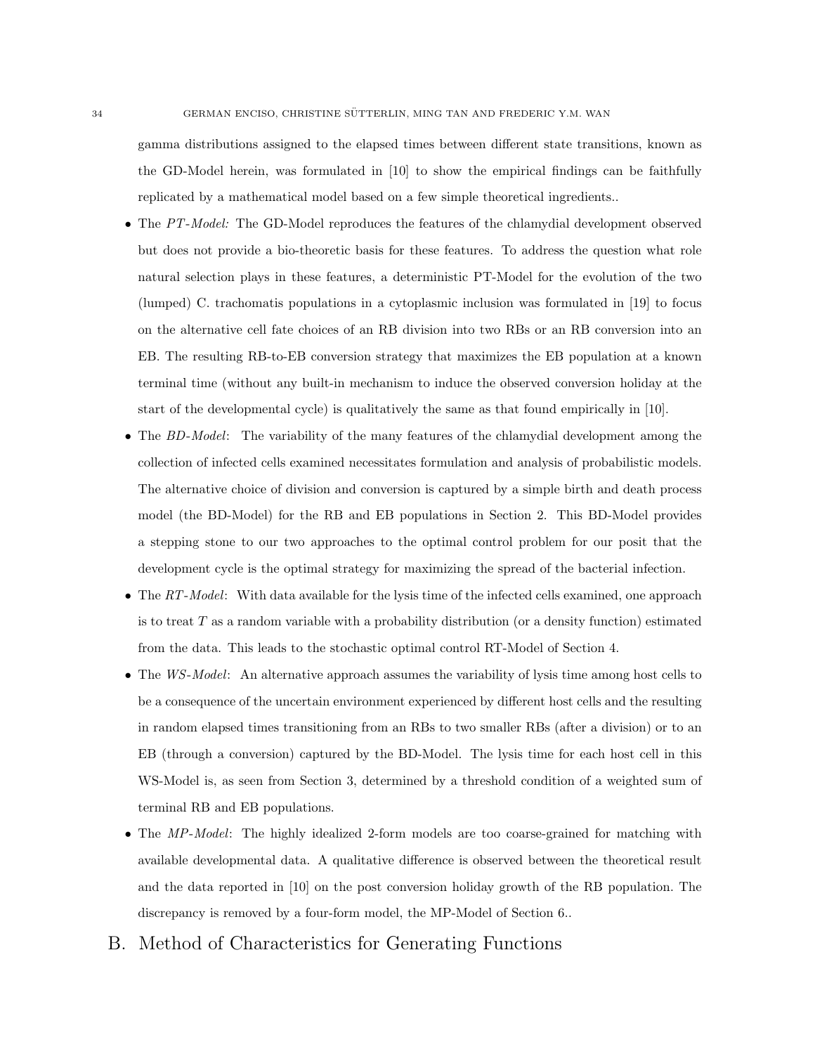gamma distributions assigned to the elapsed times between different state transitions, known as the GD-Model herein, was formulated in [10] to show the empirical findings can be faithfully replicated by a mathematical model based on a few simple theoretical ingredients..

- The *PT-Model:* The GD-Model reproduces the features of the chlamydial development observed but does not provide a bio-theoretic basis for these features. To address the question what role natural selection plays in these features, a deterministic PT-Model for the evolution of the two (lumped) C. trachomatis populations in a cytoplasmic inclusion was formulated in [19] to focus on the alternative cell fate choices of an RB division into two RBs or an RB conversion into an EB. The resulting RB-to-EB conversion strategy that maximizes the EB population at a known terminal time (without any built-in mechanism to induce the observed conversion holiday at the start of the developmental cycle) is qualitatively the same as that found empirically in [10].
- The *BD-Model*: The variability of the many features of the chlamydial development among the collection of infected cells examined necessitates formulation and analysis of probabilistic models. The alternative choice of division and conversion is captured by a simple birth and death process model (the BD-Model) for the RB and EB populations in Section 2. This BD-Model provides a stepping stone to our two approaches to the optimal control problem for our posit that the development cycle is the optimal strategy for maximizing the spread of the bacterial infection.
- The *RT-Model*: With data available for the lysis time of the infected cells examined, one approach is to treat $T$ as a random variable with a probability distribution (or a density function) estimated from the data. This leads to the stochastic optimal control RT-Model of Section 4.
- The *WS-Model*: An alternative approach assumes the variability of lysis time among host cells to be a consequence of the uncertain environment experienced by different host cells and the resulting in random elapsed times transitioning from an RBs to two smaller RBs (after a division) or to an EB (through a conversion) captured by the BD-Model. The lysis time for each host cell in this WS-Model is, as seen from Section 3, determined by a threshold condition of a weighted sum of terminal RB and EB populations.
- The *MP-Model*: The highly idealized 2-form models are too coarse-grained for matching with available developmental data. A qualitative difference is observed between the theoretical result and the data reported in [10] on the post conversion holiday growth of the RB population. The discrepancy is removed by a four-form model, the MP-Model of Section 6..

# B. Method of Characteristics for Generating Functions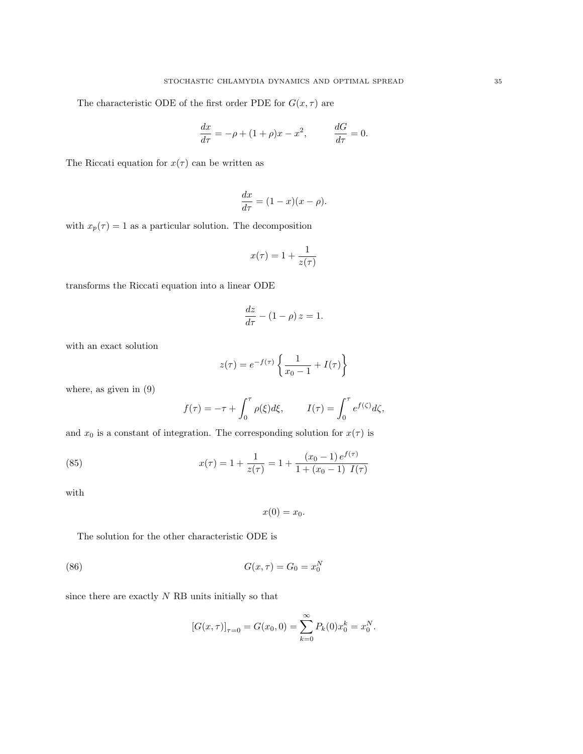The characteristic ODE of the first order PDE for $G(x, \tau)$ are

$$\frac{dx}{d\tau} = -\rho + (1+\rho)x - x^2, \qquad \frac{dG}{d\tau} = 0.$$

The Riccati equation for $x(\tau)$ can be written as

$$\frac{dx}{d\tau} = (1-x)(x-\rho).$$

with $x_p(\tau) = 1$ as a particular solution. The decomposition

$$x(\tau) = 1 + \frac{1}{z(\tau)}$$

transforms the Riccati equation into a linear ODE

$$\frac{dz}{d\tau} - (1-\rho)\, z = 1.$$

with an exact solution

$$z(\tau) = e^{-f(\tau)} \left\{ \frac{1}{x_0 - 1} + I(\tau) \right\}$$

where, as given in (9)

$$f(\tau) = -\tau + \int_0^{\tau} \rho(\xi) d\xi, \qquad I(\tau) = \int_0^{\tau} e^{f(\zeta)} d\zeta,$$

and $x_0$ is a constant of integration. The corresponding solution for $x(\tau)$ is

$$x(\tau) = 1 + \frac{1}{z(\tau)} = 1 + \frac{(x_0 - 1)\, e^{f(\tau)}}{1 + (x_0 - 1)\ I(\tau)} \tag{85}$$

with

$$x(0) = x_0.$$

The solution for the other characteristic ODE is

$$G(x, \tau) = G_0 = x_0^N \tag{86}$$

since there are exactly $N$ RB units initially so that

$$[G(x,\tau)]_{\tau=0} = G(x_0, 0) = \sum_{k=0}^{\infty} P_k(0) x_0^k = x_0^N.$$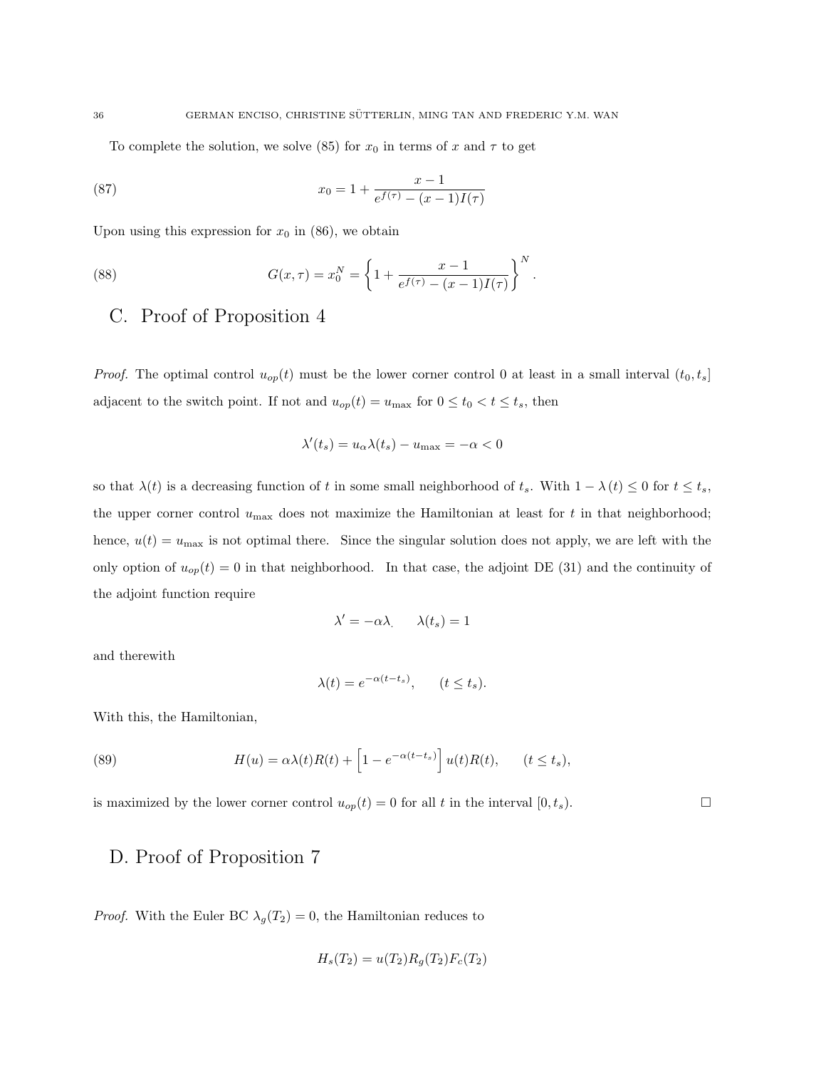To complete the solution, we solve (85) for $x_0$ in terms of $x$ and $\tau$ to get

$$x_0 = 1 + \frac{x-1}{e^{f(\tau)} - (x-1)I(\tau)} \tag{87}$$

Upon using this expression for $x_0$ in (86), we obtain

$$G(x,\tau) = x_0^N = \left\{1 + \frac{x-1}{e^{f(\tau)} - (x-1)I(\tau)}\right\}^N. \tag{88}$$

## C. Proof of Proposition 4

*Proof.* The optimal control $u_{op}(t)$ must be the lower corner control 0 at least in a small interval $(t_0, t_s]$ adjacent to the switch point. If not and $u_{op}(t) = u_{\max}$ for $0 \leq t_0 < t \leq t_s$, then

$$\lambda'(t_s) = u_\alpha \lambda(t_s) - u_{\max} = -\alpha < 0$$

so that $\lambda(t)$ is a decreasing function of $t$ in some small neighborhood of $t_s$. With $1 - \lambda(t) \leq 0$ for $t \leq t_s$, the upper corner control $u_{\max}$ does not maximize the Hamiltonian at least for $t$ in that neighborhood; hence, $u(t) = u_{\max}$ is not optimal there. Since the singular solution does not apply, we are left with the only option of $u_{op}(t) = 0$ in that neighborhood. In that case, the adjoint DE (31) and the continuity of the adjoint function require

$$\lambda' = -\alpha\lambda_, \qquad \lambda(t_s) = 1$$

and therewith

$$\lambda(t) = e^{-\alpha(t-t_s)}, \qquad (t \leq t_s).$$

With this, the Hamiltonian,

$$H(u) = \alpha\lambda(t)R(t) + \left[1 - e^{-\alpha(t-t_s)}\right]u(t)R(t), \qquad (t \leq t_s), \tag{89}$$

is maximized by the lower corner control $u_{op}(t) = 0$ for all $t$ in the interval $[0, t_s)$. $\square$

## D. Proof of Proposition 7

*Proof.* With the Euler BC $\lambda_g(T_2) = 0$, the Hamiltonian reduces to

$$H_s(T_2) = u(T_2)R_g(T_2)F_c(T_2)$$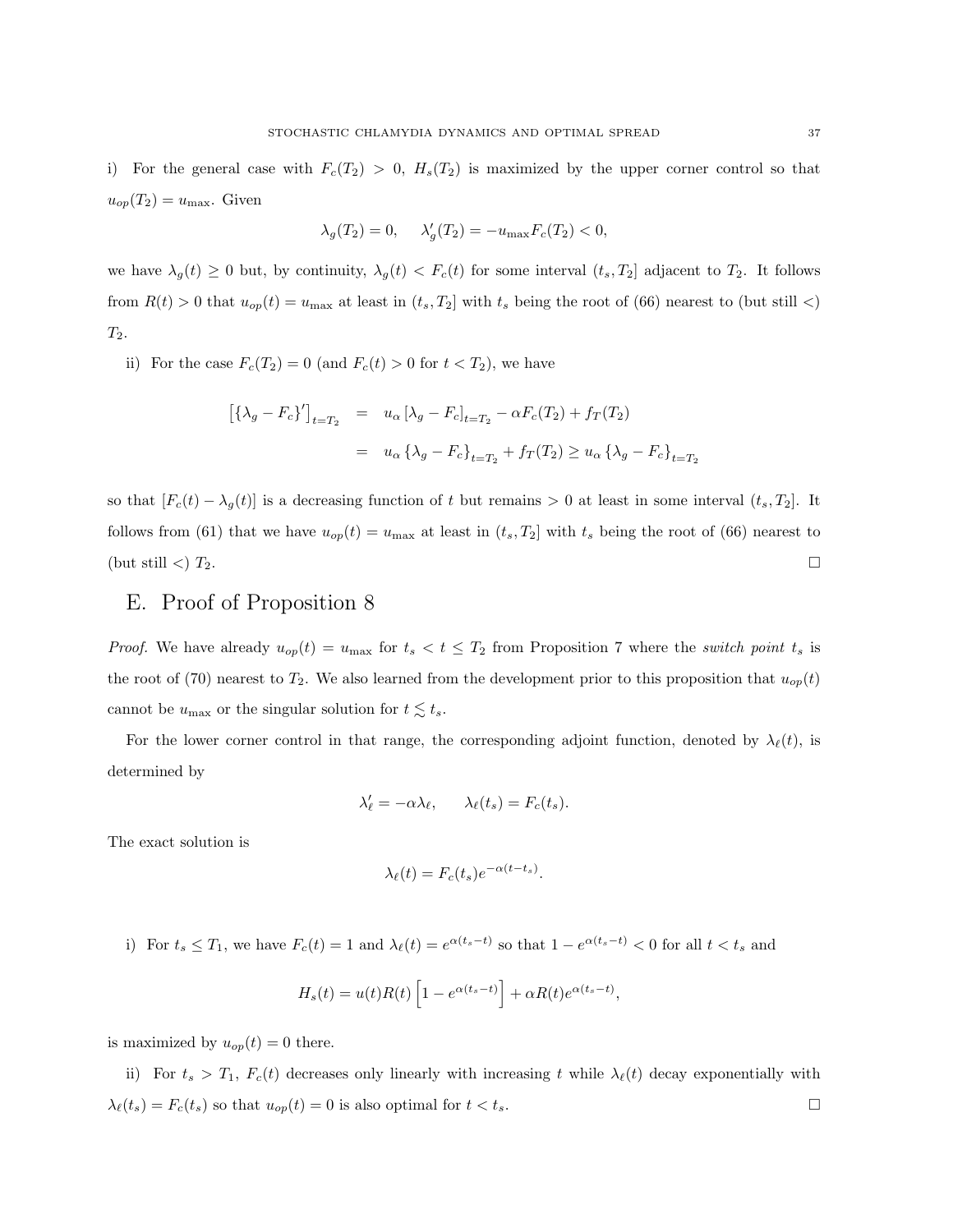i) For the general case with $F_c(T_2) > 0$, $H_s(T_2)$ is maximized by the upper corner control so that $u_{op}(T_2) = u_{\max}$. Given

$$\lambda_g(T_2) = 0, \quad \lambda_g'(T_2) = -u_{\max} F_c(T_2) < 0,$$

we have $\lambda_g(t) \geq 0$ but, by continuity, $\lambda_g(t) < F_c(t)$ for some interval $(t_s, T_2]$ adjacent to $T_2$. It follows from $R(t) > 0$ that $u_{op}(t) = u_{\max}$ at least in $(t_s, T_2]$ with $t_s$ being the root of (66) nearest to (but still $<$) $T_2$.

ii) For the case $F_c(T_2) = 0$ (and $F_c(t) > 0$ for $t < T_2$), we have

$$\begin{aligned}
\left[\{\lambda_g - F_c\}'\right]_{t=T_2} &= u_\alpha \left[\lambda_g - F_c\right]_{t=T_2} - \alpha F_c(T_2) + f_T(T_2) \\
&= u_\alpha \left\{\lambda_g - F_c\right\}_{t=T_2} + f_T(T_2) \geq u_\alpha \left\{\lambda_g - F_c\right\}_{t=T_2}
\end{aligned}$$

so that $[F_c(t) - \lambda_g(t)]$ is a decreasing function of $t$ but remains $> 0$ at least in some interval $(t_s, T_2]$. It follows from (61) that we have $u_{op}(t) = u_{\max}$ at least in $(t_s, T_2]$ with $t_s$ being the root of (66) nearest to (but still $<$) $T_2$. □

## E. Proof of Proposition 8

*Proof.* We have already $u_{op}(t) = u_{\max}$ for $t_s < t \leq T_2$ from Proposition 7 where the *switch point* $t_s$ is the root of (70) nearest to $T_2$. We also learned from the development prior to this proposition that $u_{op}(t)$ cannot be $u_{\max}$ or the singular solution for $t \lesssim t_s$.

For the lower corner control in that range, the corresponding adjoint function, denoted by $\lambda_\ell(t)$, is determined by

$$\lambda_\ell' = -\alpha \lambda_\ell, \quad \lambda_\ell(t_s) = F_c(t_s).$$

The exact solution is

$$\lambda_\ell(t) = F_c(t_s) e^{-\alpha(t-t_s)}.$$

i) For $t_s \leq T_1$, we have $F_c(t) = 1$ and $\lambda_\ell(t) = e^{\alpha(t_s - t)}$ so that $1 - e^{\alpha(t_s - t)} < 0$ for all $t < t_s$ and

$$H_s(t) = u(t) R(t) \left[1 - e^{\alpha(t_s - t)}\right] + \alpha R(t) e^{\alpha(t_s - t)},$$

is maximized by $u_{op}(t) = 0$ there.

ii) For $t_s > T_1$, $F_c(t)$ decreases only linearly with increasing $t$ while $\lambda_\ell(t)$ decay exponentially with $\lambda_\ell(t_s) = F_c(t_s)$ so that $u_{op}(t) = 0$ is also optimal for $t < t_s$. □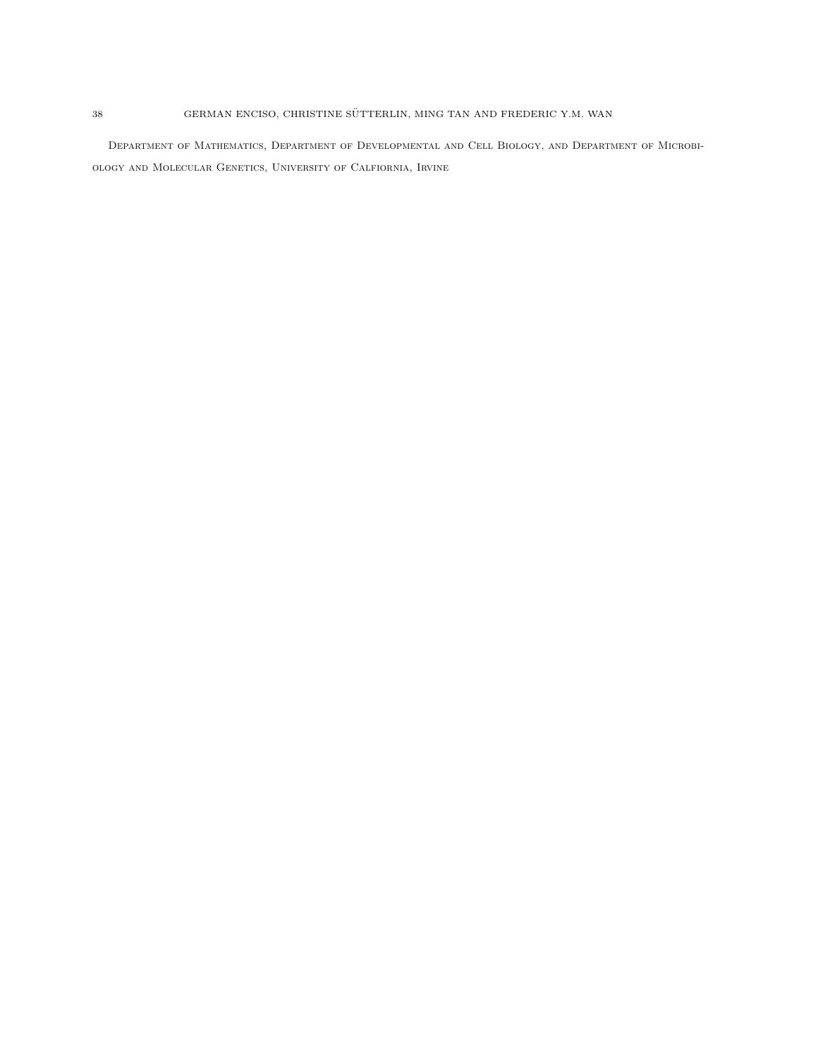Department of Mathematics, Department of Developmental and Cell Biology, and Department of Microbiology and Molecular Genetics, University of Calfiornia, Irvine